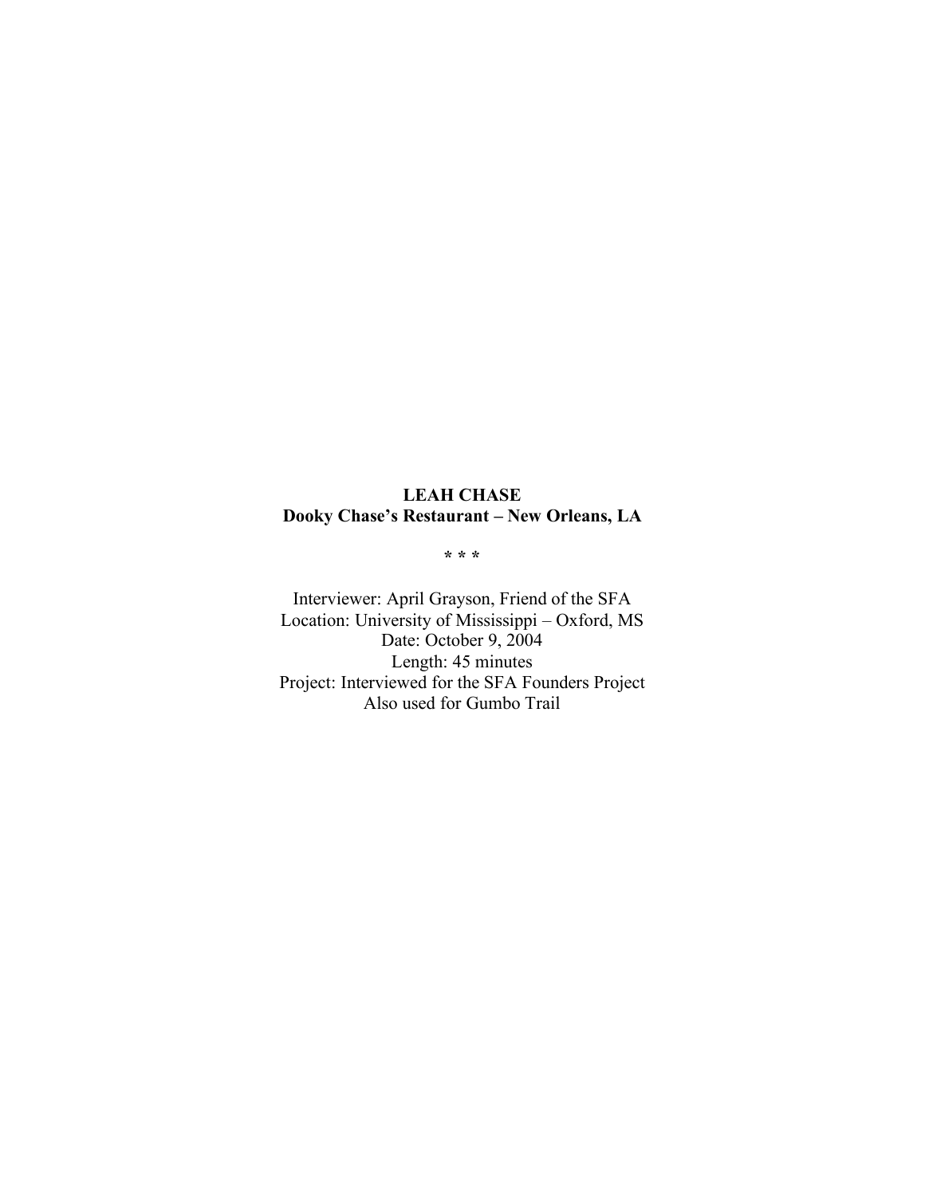**LEAH CHASE**
**Dooky Chase's Restaurant – New Orleans, LA**

\* \* \*

Interviewer: April Grayson, Friend of the SFA
Location: University of Mississippi – Oxford, MS
Date: October 9, 2004
Length: 45 minutes
Project: Interviewed for the SFA Founders Project
Also used for Gumbo Trail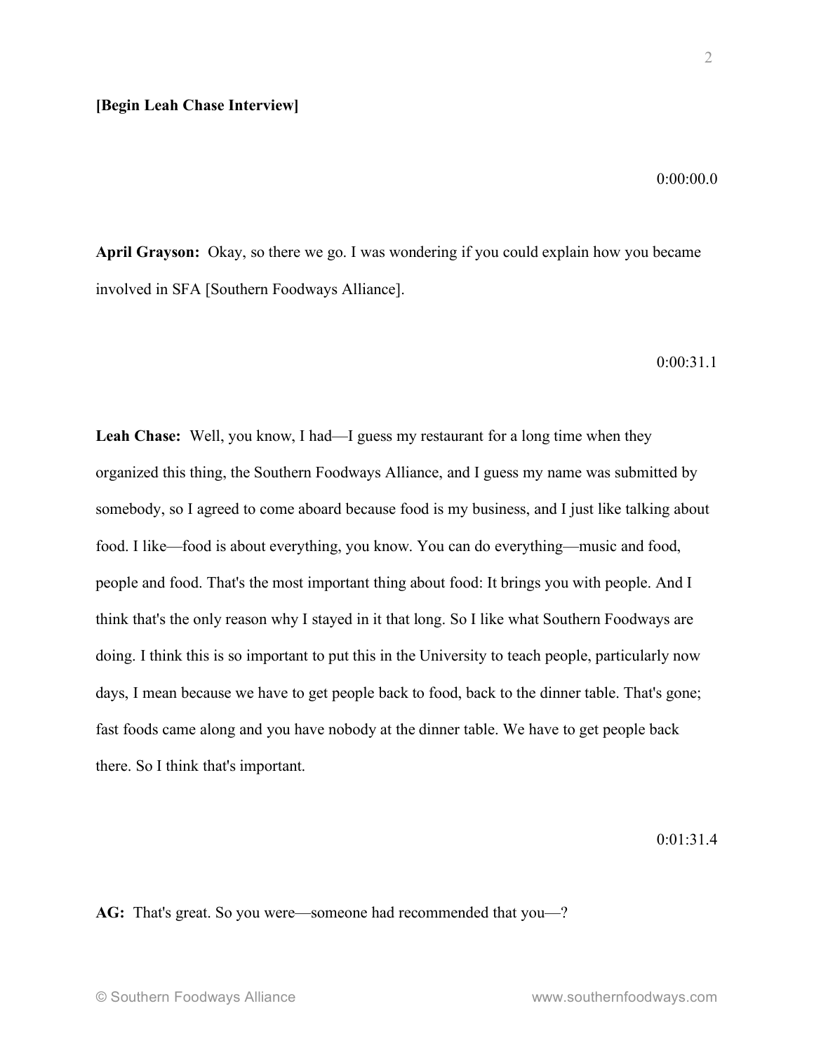**[Begin Leah Chase Interview]**

0:00:00.0

**April Grayson:** Okay, so there we go. I was wondering if you could explain how you became involved in SFA [Southern Foodways Alliance].

0:00:31.1

**Leah Chase:** Well, you know, I had—I guess my restaurant for a long time when they organized this thing, the Southern Foodways Alliance, and I guess my name was submitted by somebody, so I agreed to come aboard because food is my business, and I just like talking about food. I like—food is about everything, you know. You can do everything—music and food, people and food. That's the most important thing about food: It brings you with people. And I think that's the only reason why I stayed in it that long. So I like what Southern Foodways are doing. I think this is so important to put this in the University to teach people, particularly now days, I mean because we have to get people back to food, back to the dinner table. That's gone; fast foods came along and you have nobody at the dinner table. We have to get people back there. So I think that's important.

0:01:31.4

**AG:** That's great. So you were—someone had recommended that you—?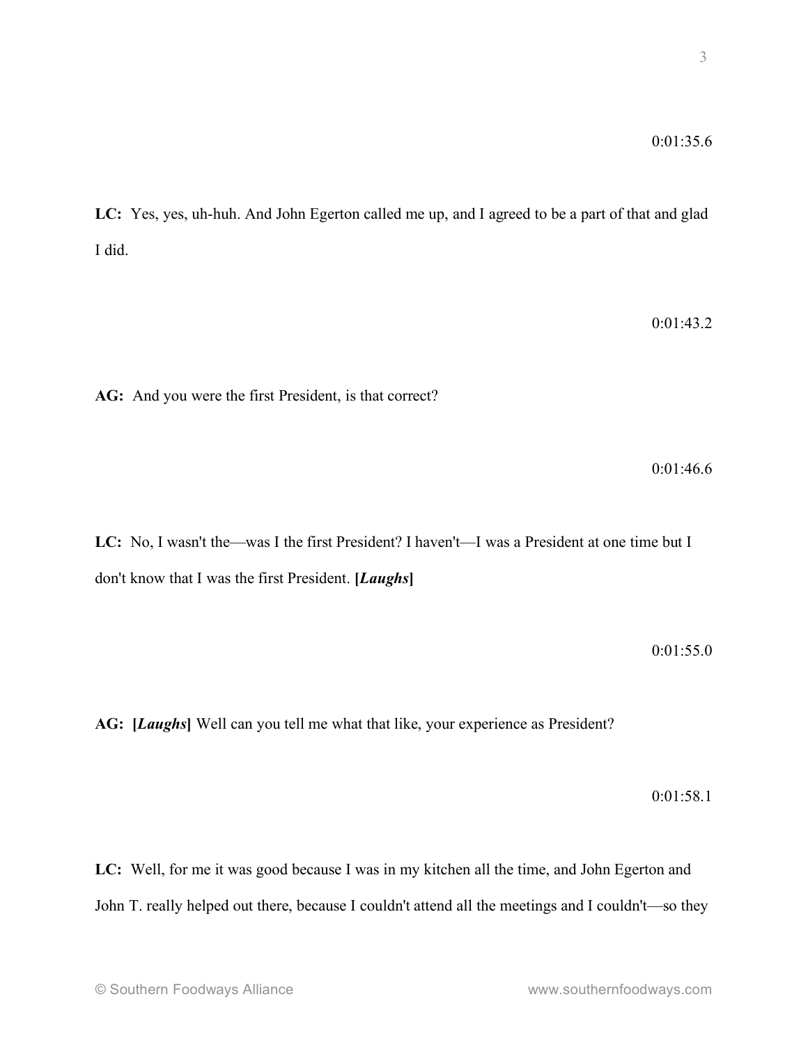0:01:35.6

**LC:** Yes, yes, uh-huh. And John Egerton called me up, and I agreed to be a part of that and glad I did.

0:01:43.2

**AG:** And you were the first President, is that correct?

0:01:46.6

**LC:** No, I wasn't the—was I the first President? I haven't—I was a President at one time but I don't know that I was the first President. **[*Laughs*]**

0:01:55.0

**AG:** **[*Laughs*]** Well can you tell me what that like, your experience as President?

0:01:58.1

**LC:** Well, for me it was good because I was in my kitchen all the time, and John Egerton and John T. really helped out there, because I couldn't attend all the meetings and I couldn't—so they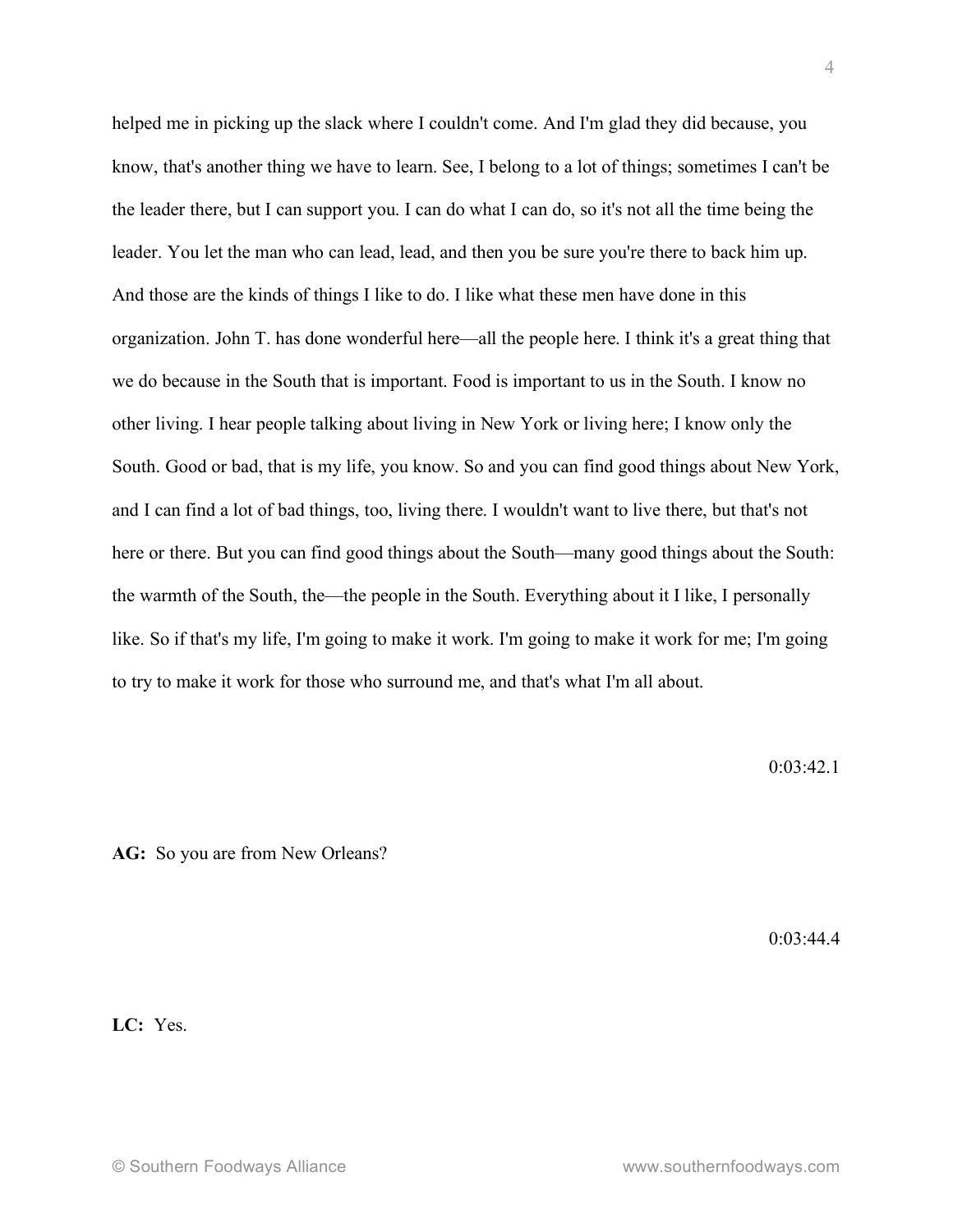helped me in picking up the slack where I couldn't come. And I'm glad they did because, you know, that's another thing we have to learn. See, I belong to a lot of things; sometimes I can't be the leader there, but I can support you. I can do what I can do, so it's not all the time being the leader. You let the man who can lead, lead, and then you be sure you're there to back him up. And those are the kinds of things I like to do. I like what these men have done in this organization. John T. has done wonderful here—all the people here. I think it's a great thing that we do because in the South that is important. Food is important to us in the South. I know no other living. I hear people talking about living in New York or living here; I know only the South. Good or bad, that is my life, you know. So and you can find good things about New York, and I can find a lot of bad things, too, living there. I wouldn't want to live there, but that's not here or there. But you can find good things about the South—many good things about the South: the warmth of the South, the—the people in the South. Everything about it I like, I personally like. So if that's my life, I'm going to make it work. I'm going to make it work for me; I'm going to try to make it work for those who surround me, and that's what I'm all about.

0:03:42.1

**AG:** So you are from New Orleans?

0:03:44.4

**LC:** Yes.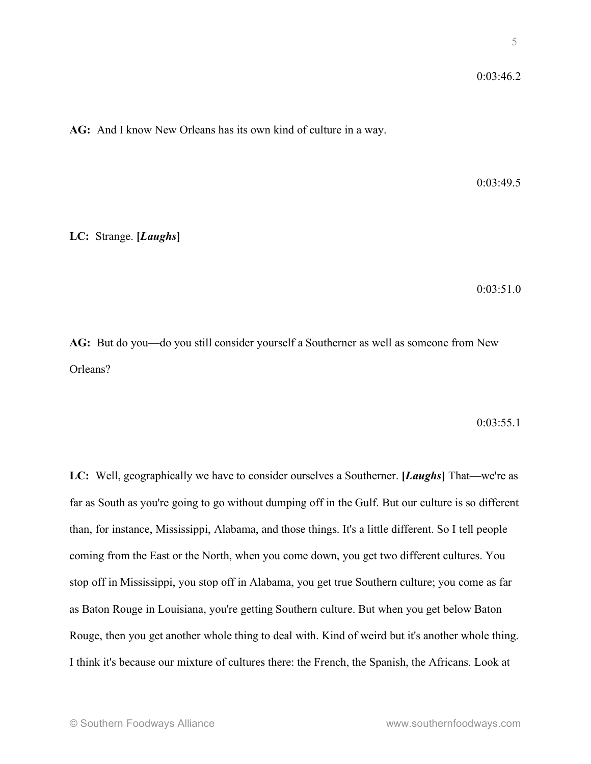0:03:46.2

**AG:** And I know New Orleans has its own kind of culture in a way.

0:03:49.5

**LC:** Strange. **[*Laughs*]**

0:03:51.0

**AG:** But do you—do you still consider yourself a Southerner as well as someone from New Orleans?

0:03:55.1

**LC:** Well, geographically we have to consider ourselves a Southerner. **[*Laughs*]** That—we're as far as South as you're going to go without dumping off in the Gulf. But our culture is so different than, for instance, Mississippi, Alabama, and those things. It's a little different. So I tell people coming from the East or the North, when you come down, you get two different cultures. You stop off in Mississippi, you stop off in Alabama, you get true Southern culture; you come as far as Baton Rouge in Louisiana, you're getting Southern culture. But when you get below Baton Rouge, then you get another whole thing to deal with. Kind of weird but it's another whole thing. I think it's because our mixture of cultures there: the French, the Spanish, the Africans. Look at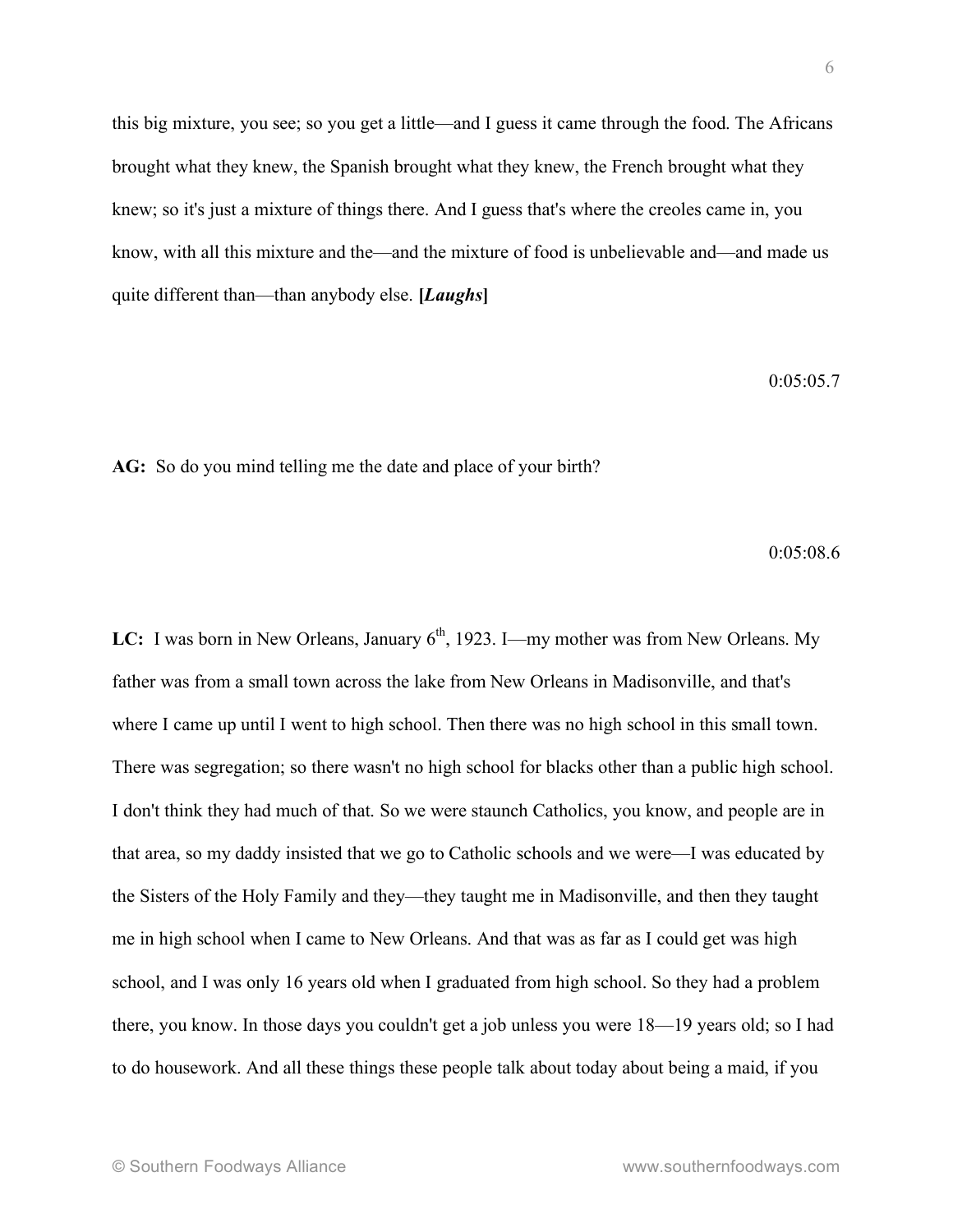this big mixture, you see; so you get a little—and I guess it came through the food. The Africans brought what they knew, the Spanish brought what they knew, the French brought what they knew; so it's just a mixture of things there. And I guess that's where the creoles came in, you know, with all this mixture and the—and the mixture of food is unbelievable and—and made us quite different than—than anybody else. **[*Laughs*]**

0:05:05.7

**AG:** So do you mind telling me the date and place of your birth?

0:05:08.6

**LC:** I was born in New Orleans, January 6th, 1923. I—my mother was from New Orleans. My father was from a small town across the lake from New Orleans in Madisonville, and that's where I came up until I went to high school. Then there was no high school in this small town. There was segregation; so there wasn't no high school for blacks other than a public high school. I don't think they had much of that. So we were staunch Catholics, you know, and people are in that area, so my daddy insisted that we go to Catholic schools and we were—I was educated by the Sisters of the Holy Family and they—they taught me in Madisonville, and then they taught me in high school when I came to New Orleans. And that was as far as I could get was high school, and I was only 16 years old when I graduated from high school. So they had a problem there, you know. In those days you couldn't get a job unless you were 18—19 years old; so I had to do housework. And all these things these people talk about today about being a maid, if you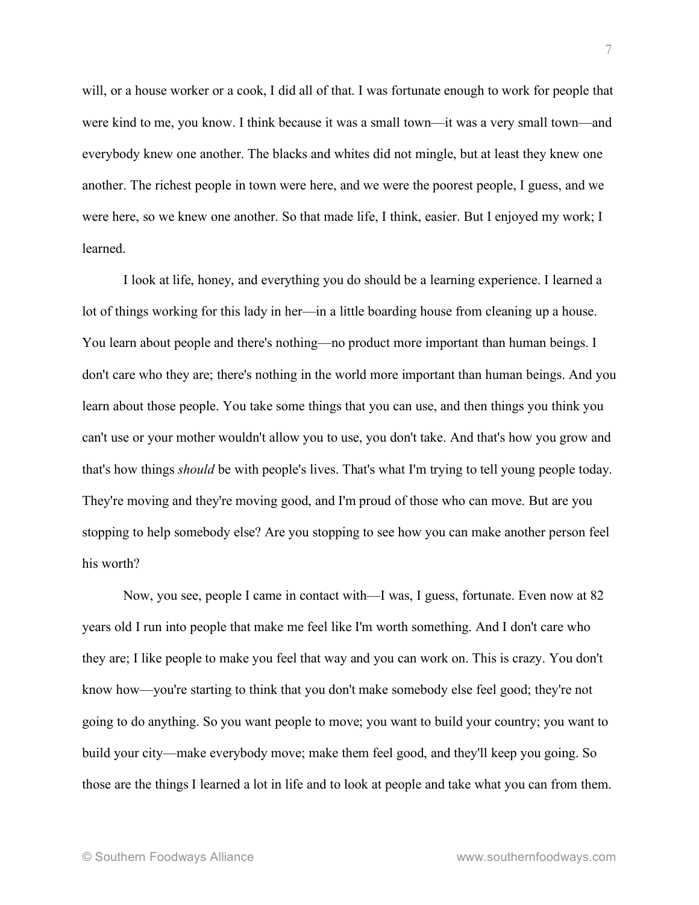will, or a house worker or a cook, I did all of that. I was fortunate enough to work for people that were kind to me, you know. I think because it was a small town—it was a very small town—and everybody knew one another. The blacks and whites did not mingle, but at least they knew one another. The richest people in town were here, and we were the poorest people, I guess, and we were here, so we knew one another. So that made life, I think, easier. But I enjoyed my work; I learned.

I look at life, honey, and everything you do should be a learning experience. I learned a lot of things working for this lady in her—in a little boarding house from cleaning up a house. You learn about people and there's nothing—no product more important than human beings. I don't care who they are; there's nothing in the world more important than human beings. And you learn about those people. You take some things that you can use, and then things you think you can't use or your mother wouldn't allow you to use, you don't take. And that's how you grow and that's how things *should* be with people's lives. That's what I'm trying to tell young people today. They're moving and they're moving good, and I'm proud of those who can move. But are you stopping to help somebody else? Are you stopping to see how you can make another person feel his worth?

Now, you see, people I came in contact with—I was, I guess, fortunate. Even now at 82 years old I run into people that make me feel like I'm worth something. And I don't care who they are; I like people to make you feel that way and you can work on. This is crazy. You don't know how—you're starting to think that you don't make somebody else feel good; they're not going to do anything. So you want people to move; you want to build your country; you want to build your city—make everybody move; make them feel good, and they'll keep you going. So those are the things I learned a lot in life and to look at people and take what you can from them.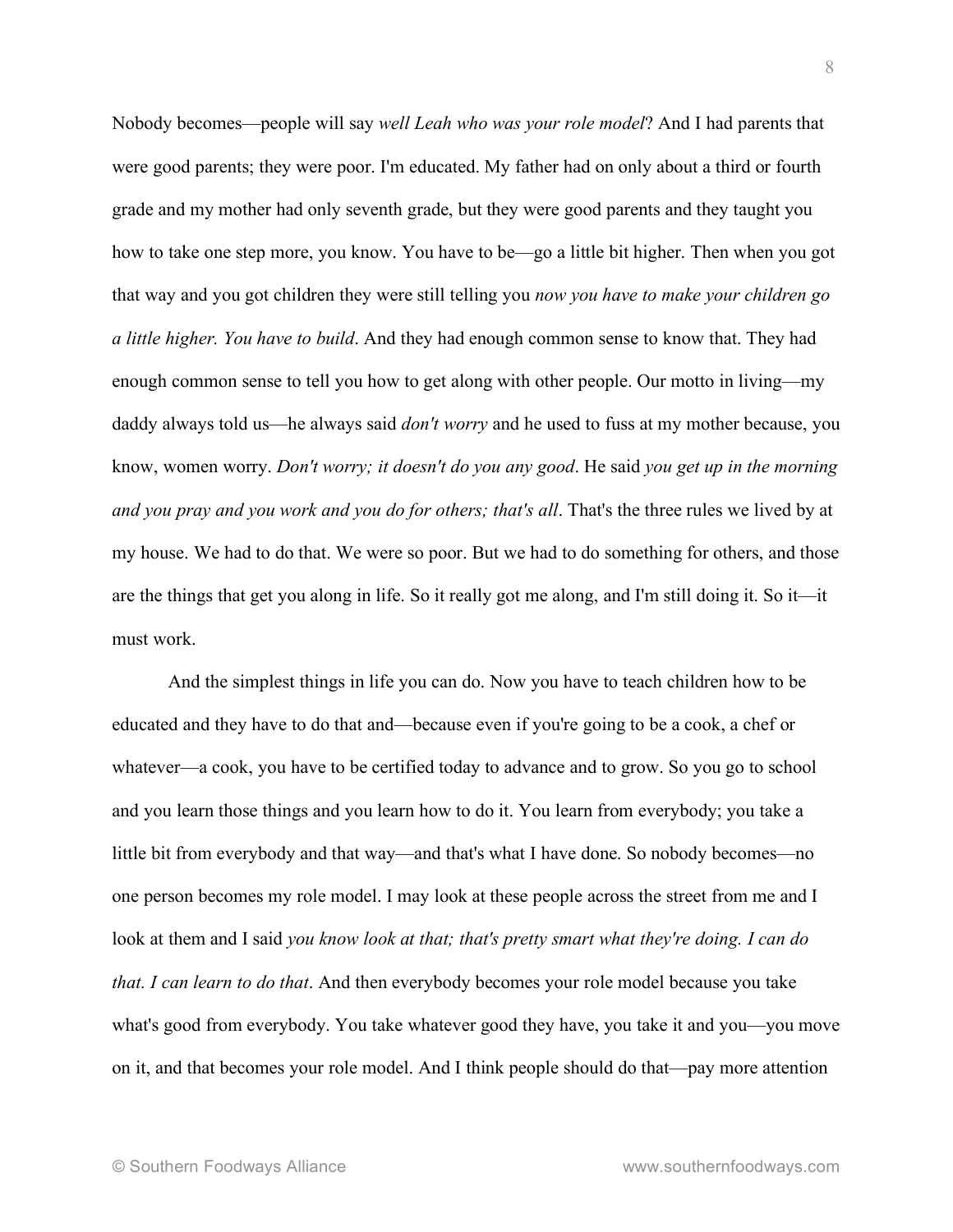Nobody becomes—people will say *well Leah who was your role model*? And I had parents that were good parents; they were poor. I'm educated. My father had on only about a third or fourth grade and my mother had only seventh grade, but they were good parents and they taught you how to take one step more, you know. You have to be—go a little bit higher. Then when you got that way and you got children they were still telling you *now you have to make your children go a little higher. You have to build*. And they had enough common sense to know that. They had enough common sense to tell you how to get along with other people. Our motto in living—my daddy always told us—he always said *don't worry* and he used to fuss at my mother because, you know, women worry. *Don't worry; it doesn't do you any good*. He said *you get up in the morning and you pray and you work and you do for others; that's all*. That's the three rules we lived by at my house. We had to do that. We were so poor. But we had to do something for others, and those are the things that get you along in life. So it really got me along, and I'm still doing it. So it—it must work.

And the simplest things in life you can do. Now you have to teach children how to be educated and they have to do that and—because even if you're going to be a cook, a chef or whatever—a cook, you have to be certified today to advance and to grow. So you go to school and you learn those things and you learn how to do it. You learn from everybody; you take a little bit from everybody and that way—and that's what I have done. So nobody becomes—no one person becomes my role model. I may look at these people across the street from me and I look at them and I said *you know look at that; that's pretty smart what they're doing. I can do that. I can learn to do that*. And then everybody becomes your role model because you take what's good from everybody. You take whatever good they have, you take it and you—you move on it, and that becomes your role model. And I think people should do that—pay more attention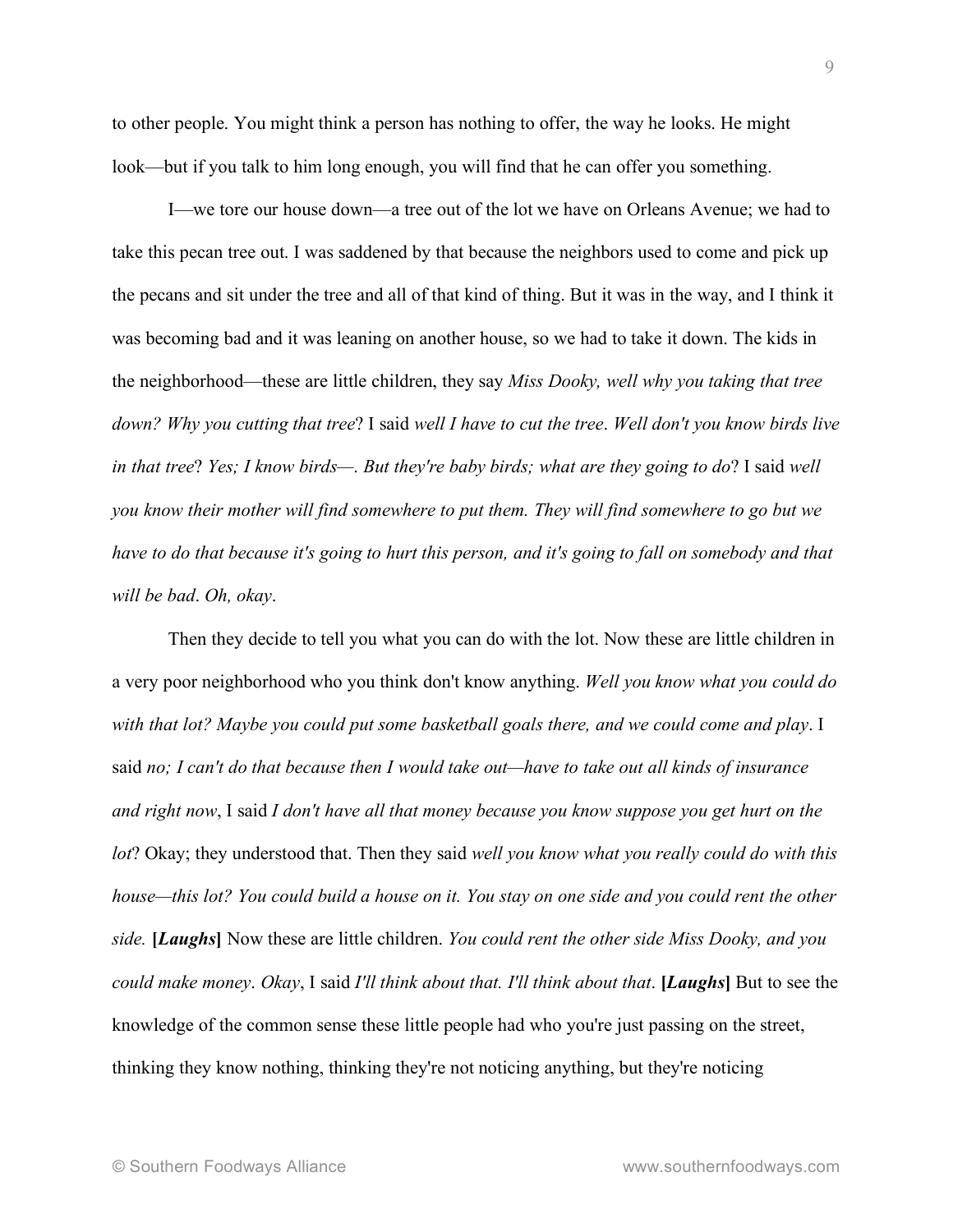to other people. You might think a person has nothing to offer, the way he looks. He might look—but if you talk to him long enough, you will find that he can offer you something.

I—we tore our house down—a tree out of the lot we have on Orleans Avenue; we had to take this pecan tree out. I was saddened by that because the neighbors used to come and pick up the pecans and sit under the tree and all of that kind of thing. But it was in the way, and I think it was becoming bad and it was leaning on another house, so we had to take it down. The kids in the neighborhood—these are little children, they say *Miss Dooky, well why you taking that tree down? Why you cutting that tree*? I said *well I have to cut the tree*. *Well don't you know birds live in that tree*? *Yes; I know birds—*. *But they're baby birds; what are they going to do*? I said *well you know their mother will find somewhere to put them. They will find somewhere to go but we have to do that because it's going to hurt this person, and it's going to fall on somebody and that will be bad*. *Oh, okay*.

Then they decide to tell you what you can do with the lot. Now these are little children in a very poor neighborhood who you think don't know anything. *Well you know what you could do with that lot? Maybe you could put some basketball goals there, and we could come and play*. I said *no; I can't do that because then I would take out—have to take out all kinds of insurance and right now*, I said *I don't have all that money because you know suppose you get hurt on the lot*? Okay; they understood that. Then they said *well you know what you really could do with this house—this lot? You could build a house on it. You stay on one side and you could rent the other side.* **[*Laughs*]** Now these are little children. *You could rent the other side Miss Dooky, and you could make money*. *Okay*, I said *I'll think about that. I'll think about that*. **[*Laughs*]** But to see the knowledge of the common sense these little people had who you're just passing on the street, thinking they know nothing, thinking they're not noticing anything, but they're noticing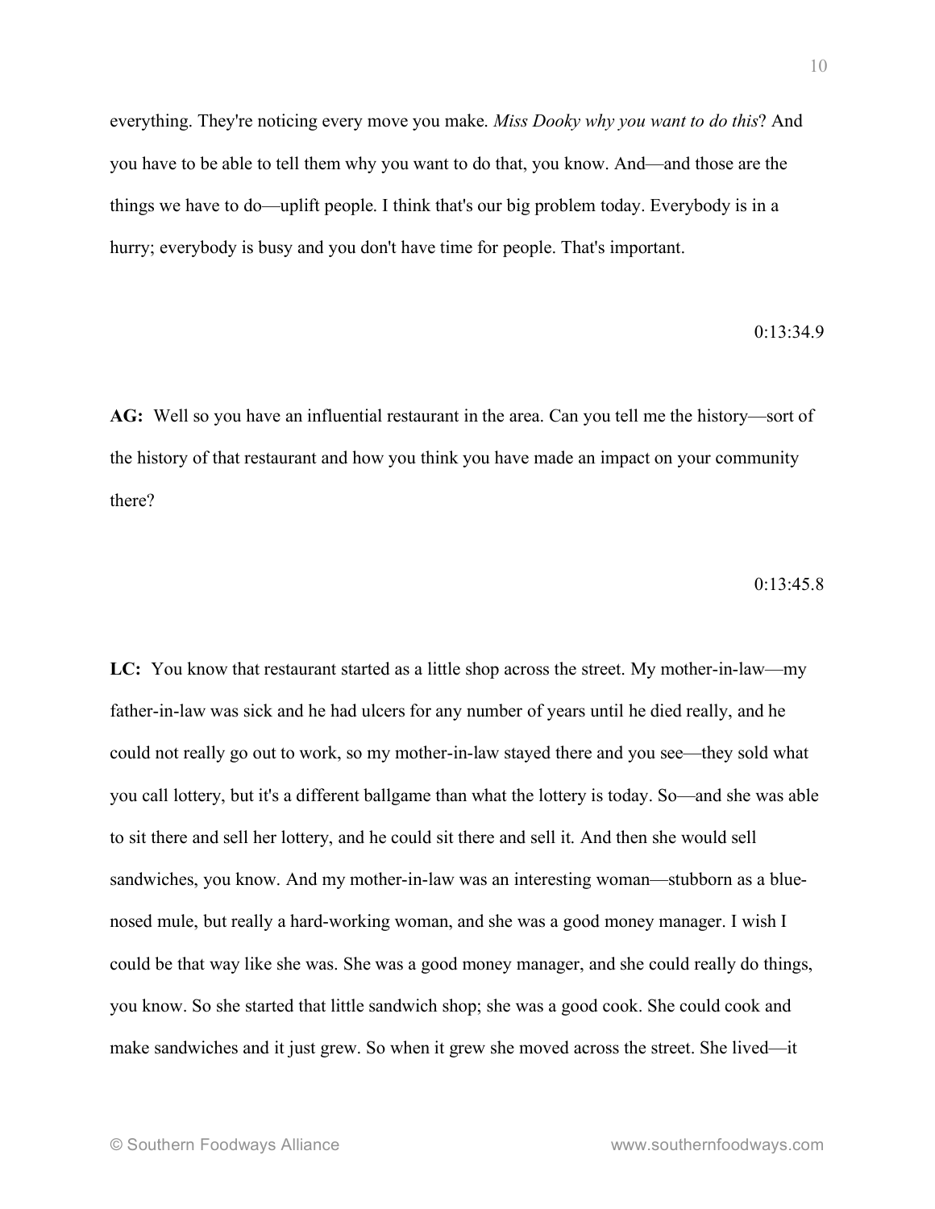everything. They're noticing every move you make. *Miss Dooky why you want to do this*? And you have to be able to tell them why you want to do that, you know. And—and those are the things we have to do—uplift people. I think that's our big problem today. Everybody is in a hurry; everybody is busy and you don't have time for people. That's important.

0:13:34.9

**AG:** Well so you have an influential restaurant in the area. Can you tell me the history—sort of the history of that restaurant and how you think you have made an impact on your community there?

0:13:45.8

**LC:** You know that restaurant started as a little shop across the street. My mother-in-law—my father-in-law was sick and he had ulcers for any number of years until he died really, and he could not really go out to work, so my mother-in-law stayed there and you see—they sold what you call lottery, but it's a different ballgame than what the lottery is today. So—and she was able to sit there and sell her lottery, and he could sit there and sell it. And then she would sell sandwiches, you know. And my mother-in-law was an interesting woman—stubborn as a blue-nosed mule, but really a hard-working woman, and she was a good money manager. I wish I could be that way like she was. She was a good money manager, and she could really do things, you know. So she started that little sandwich shop; she was a good cook. She could cook and make sandwiches and it just grew. So when it grew she moved across the street. She lived—it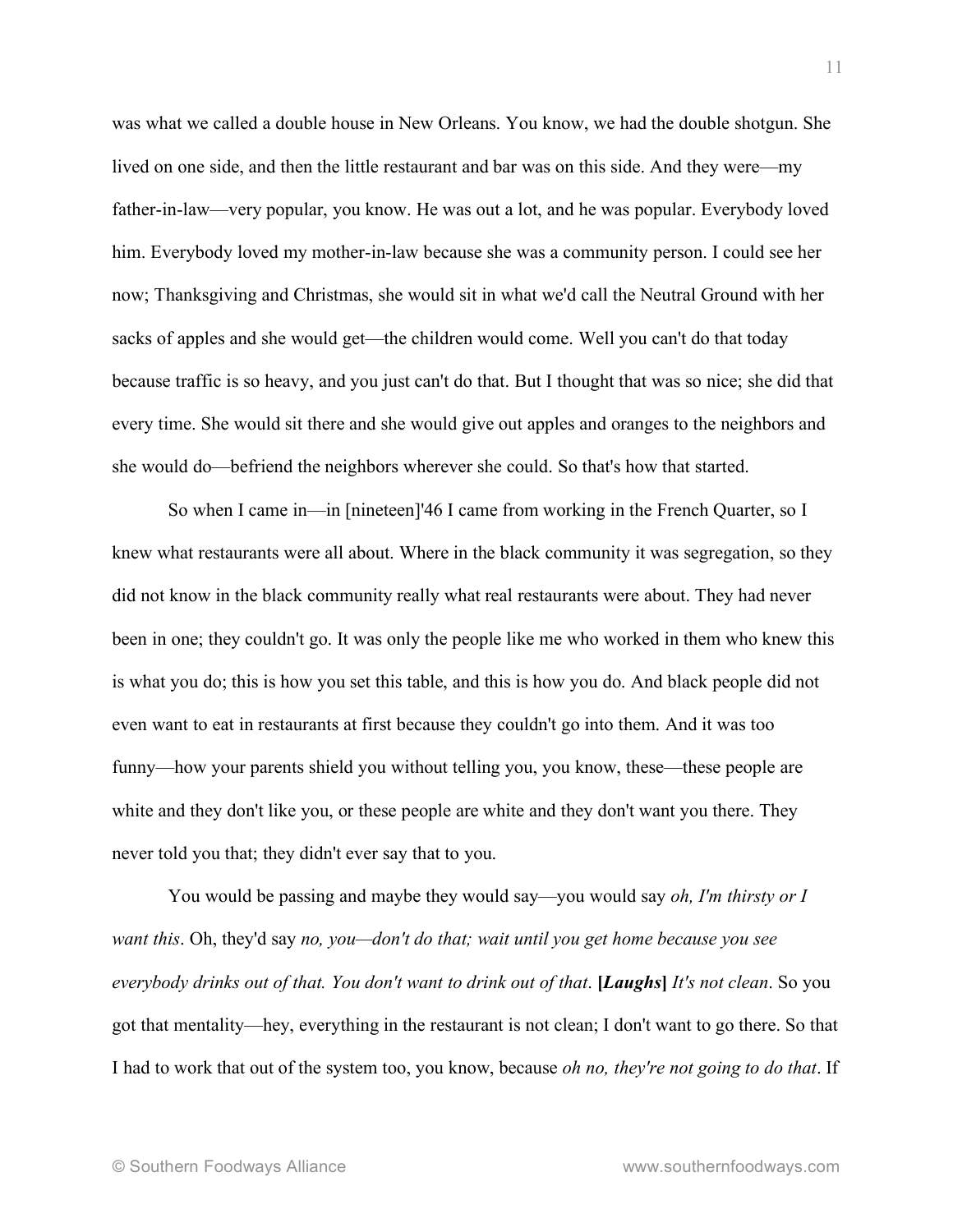was what we called a double house in New Orleans. You know, we had the double shotgun. She lived on one side, and then the little restaurant and bar was on this side. And they were—my father-in-law—very popular, you know. He was out a lot, and he was popular. Everybody loved him. Everybody loved my mother-in-law because she was a community person. I could see her now; Thanksgiving and Christmas, she would sit in what we'd call the Neutral Ground with her sacks of apples and she would get—the children would come. Well you can't do that today because traffic is so heavy, and you just can't do that. But I thought that was so nice; she did that every time. She would sit there and she would give out apples and oranges to the neighbors and she would do—befriend the neighbors wherever she could. So that's how that started.

So when I came in—in [nineteen]'46 I came from working in the French Quarter, so I knew what restaurants were all about. Where in the black community it was segregation, so they did not know in the black community really what real restaurants were about. They had never been in one; they couldn't go. It was only the people like me who worked in them who knew this is what you do; this is how you set this table, and this is how you do. And black people did not even want to eat in restaurants at first because they couldn't go into them. And it was too funny—how your parents shield you without telling you, you know, these—these people are white and they don't like you, or these people are white and they don't want you there. They never told you that; they didn't ever say that to you.

You would be passing and maybe they would say—you would say *oh, I'm thirsty or I want this*. Oh, they'd say *no, you—don't do that; wait until you get home because you see everybody drinks out of that. You don't want to drink out of that*. **[*Laughs*]** *It's not clean*. So you got that mentality—hey, everything in the restaurant is not clean; I don't want to go there. So that I had to work that out of the system too, you know, because *oh no, they're not going to do that*. If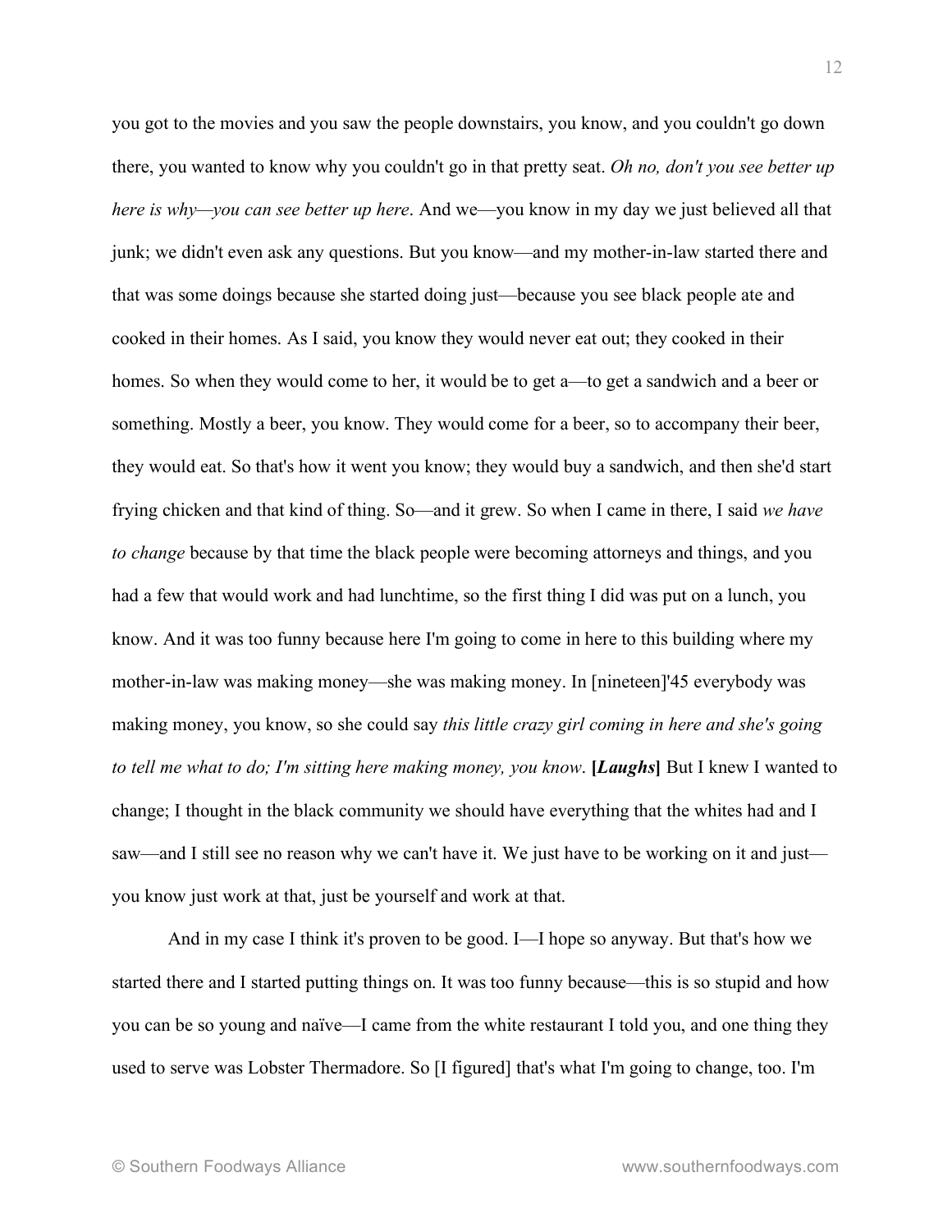you got to the movies and you saw the people downstairs, you know, and you couldn't go down there, you wanted to know why you couldn't go in that pretty seat. *Oh no, don't you see better up here is why—you can see better up here*. And we—you know in my day we just believed all that junk; we didn't even ask any questions. But you know—and my mother-in-law started there and that was some doings because she started doing just—because you see black people ate and cooked in their homes. As I said, you know they would never eat out; they cooked in their homes. So when they would come to her, it would be to get a—to get a sandwich and a beer or something. Mostly a beer, you know. They would come for a beer, so to accompany their beer, they would eat. So that's how it went you know; they would buy a sandwich, and then she'd start frying chicken and that kind of thing. So—and it grew. So when I came in there, I said *we have to change* because by that time the black people were becoming attorneys and things, and you had a few that would work and had lunchtime, so the first thing I did was put on a lunch, you know. And it was too funny because here I'm going to come in here to this building where my mother-in-law was making money—she was making money. In [nineteen]'45 everybody was making money, you know, so she could say *this little crazy girl coming in here and she's going to tell me what to do; I'm sitting here making money, you know*. **[*Laughs*]** But I knew I wanted to change; I thought in the black community we should have everything that the whites had and I saw—and I still see no reason why we can't have it. We just have to be working on it and just—you know just work at that, just be yourself and work at that.

And in my case I think it's proven to be good. I—I hope so anyway. But that's how we started there and I started putting things on. It was too funny because—this is so stupid and how you can be so young and naïve—I came from the white restaurant I told you, and one thing they used to serve was Lobster Thermadore. So [I figured] that's what I'm going to change, too. I'm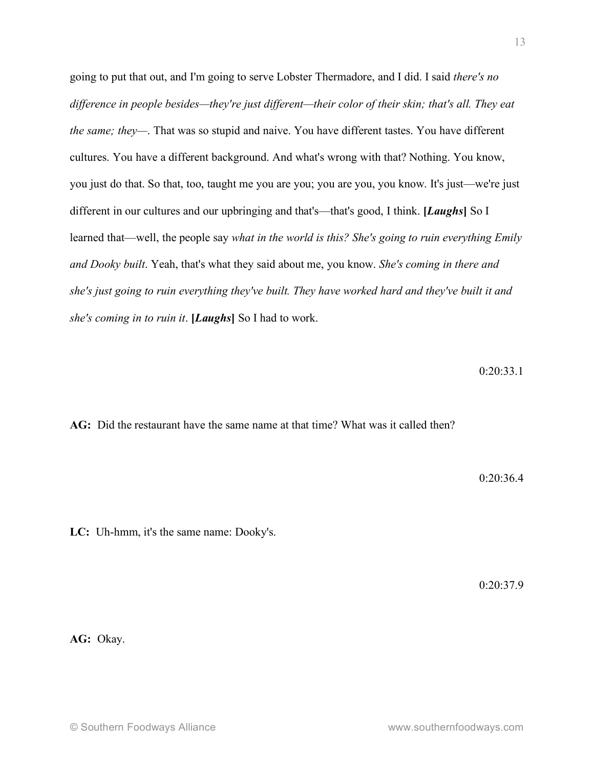going to put that out, and I'm going to serve Lobster Thermadore, and I did. I said *there's no difference in people besides—they're just different—their color of their skin; that's all. They eat the same; they—*. That was so stupid and naive. You have different tastes. You have different cultures. You have a different background. And what's wrong with that? Nothing. You know, you just do that. So that, too, taught me you are you; you are you, you know. It's just—we're just different in our cultures and our upbringing and that's—that's good, I think. **[*Laughs*]** So I learned that—well, the people say *what in the world is this? She's going to ruin everything Emily and Dooky built*. Yeah, that's what they said about me, you know. *She's coming in there and she's just going to ruin everything they've built. They have worked hard and they've built it and she's coming in to ruin it*. **[*Laughs*]** So I had to work.

0:20:33.1

**AG:** Did the restaurant have the same name at that time? What was it called then?

0:20:36.4

**LC:** Uh-hmm, it's the same name: Dooky's.

0:20:37.9

**AG:** Okay.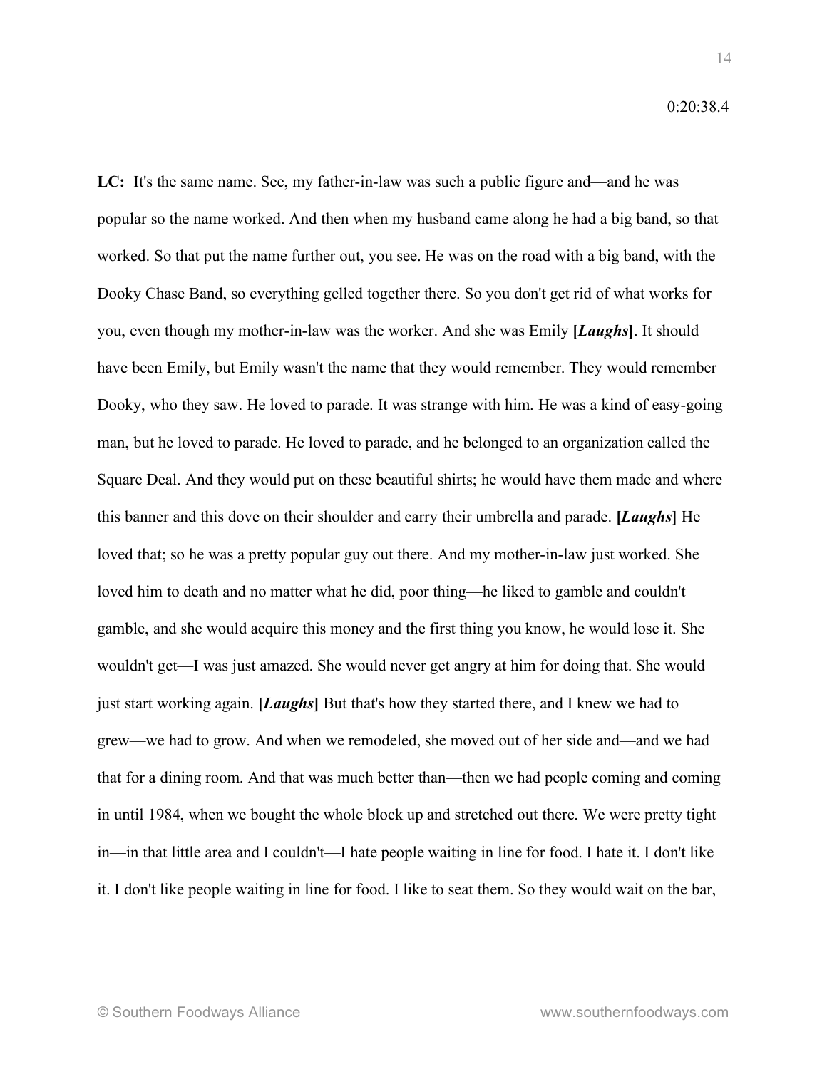0:20:38.4

**LC:** It's the same name. See, my father-in-law was such a public figure and—and he was popular so the name worked. And then when my husband came along he had a big band, so that worked. So that put the name further out, you see. He was on the road with a big band, with the Dooky Chase Band, so everything gelled together there. So you don't get rid of what works for you, even though my mother-in-law was the worker. And she was Emily **[*Laughs*]**. It should have been Emily, but Emily wasn't the name that they would remember. They would remember Dooky, who they saw. He loved to parade. It was strange with him. He was a kind of easy-going man, but he loved to parade. He loved to parade, and he belonged to an organization called the Square Deal. And they would put on these beautiful shirts; he would have them made and where this banner and this dove on their shoulder and carry their umbrella and parade. **[*Laughs*]** He loved that; so he was a pretty popular guy out there. And my mother-in-law just worked. She loved him to death and no matter what he did, poor thing—he liked to gamble and couldn't gamble, and she would acquire this money and the first thing you know, he would lose it. She wouldn't get—I was just amazed. She would never get angry at him for doing that. She would just start working again. **[*Laughs*]** But that's how they started there, and I knew we had to grew—we had to grow. And when we remodeled, she moved out of her side and—and we had that for a dining room. And that was much better than—then we had people coming and coming in until 1984, when we bought the whole block up and stretched out there. We were pretty tight in—in that little area and I couldn't—I hate people waiting in line for food. I hate it. I don't like it. I don't like people waiting in line for food. I like to seat them. So they would wait on the bar,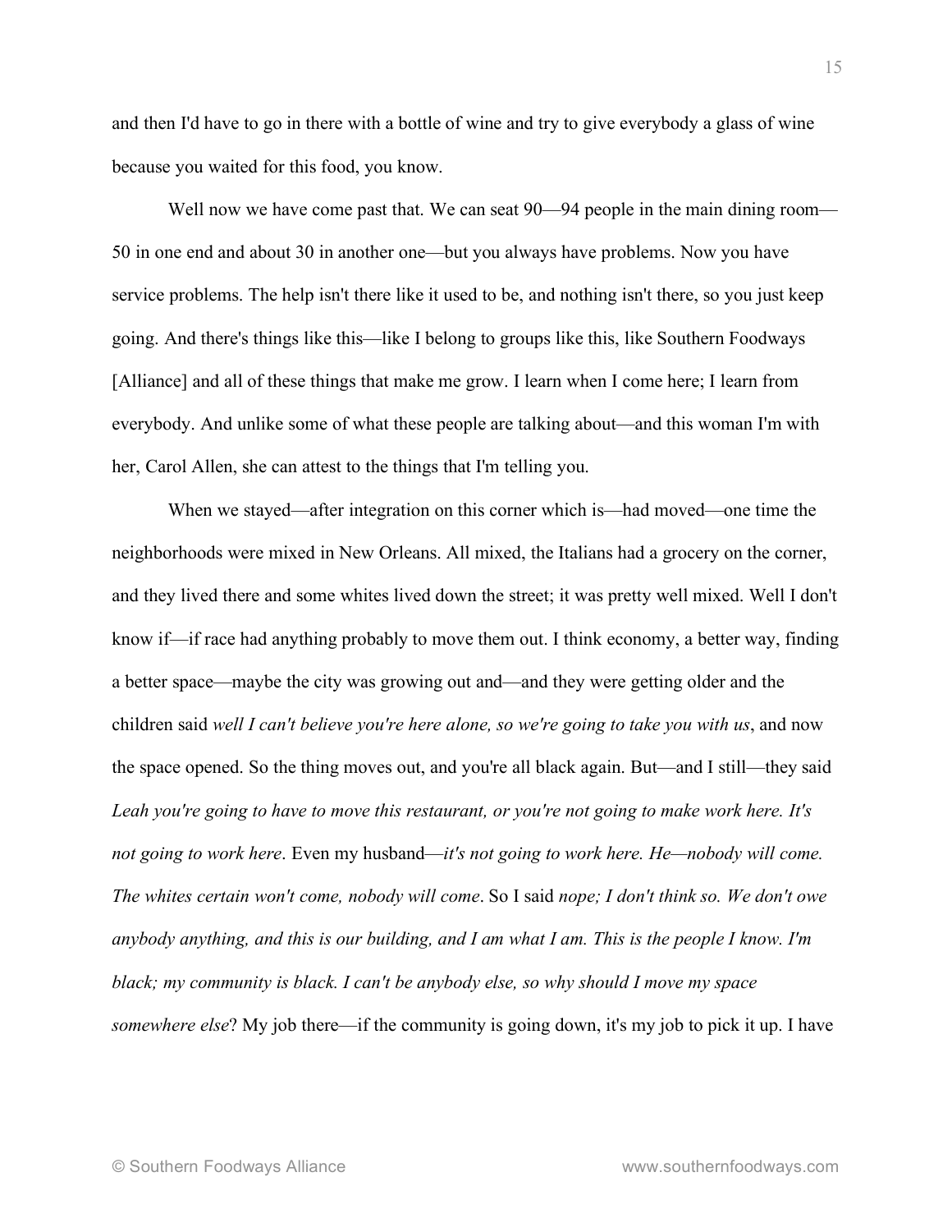and then I'd have to go in there with a bottle of wine and try to give everybody a glass of wine because you waited for this food, you know.

Well now we have come past that. We can seat 90—94 people in the main dining room—50 in one end and about 30 in another one—but you always have problems. Now you have service problems. The help isn't there like it used to be, and nothing isn't there, so you just keep going. And there's things like this—like I belong to groups like this, like Southern Foodways [Alliance] and all of these things that make me grow. I learn when I come here; I learn from everybody. And unlike some of what these people are talking about—and this woman I'm with her, Carol Allen, she can attest to the things that I'm telling you.

When we stayed—after integration on this corner which is—had moved—one time the neighborhoods were mixed in New Orleans. All mixed, the Italians had a grocery on the corner, and they lived there and some whites lived down the street; it was pretty well mixed. Well I don't know if—if race had anything probably to move them out. I think economy, a better way, finding a better space—maybe the city was growing out and—and they were getting older and the children said *well I can't believe you're here alone, so we're going to take you with us*, and now the space opened. So the thing moves out, and you're all black again. But—and I still—they said *Leah you're going to have to move this restaurant, or you're not going to make work here. It's not going to work here*. Even my husband—*it's not going to work here. He—nobody will come. The whites certain won't come, nobody will come*. So I said *nope; I don't think so. We don't owe anybody anything, and this is our building, and I am what I am. This is the people I know. I'm black; my community is black. I can't be anybody else, so why should I move my space somewhere else*? My job there—if the community is going down, it's my job to pick it up. I have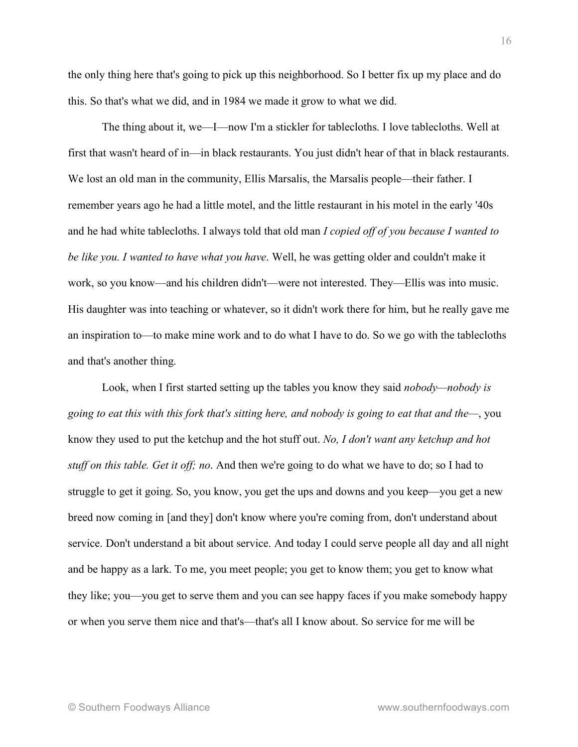the only thing here that's going to pick up this neighborhood. So I better fix up my place and do this. So that's what we did, and in 1984 we made it grow to what we did.

The thing about it, we—I—now I'm a stickler for tablecloths. I love tablecloths. Well at first that wasn't heard of in—in black restaurants. You just didn't hear of that in black restaurants. We lost an old man in the community, Ellis Marsalis, the Marsalis people—their father. I remember years ago he had a little motel, and the little restaurant in his motel in the early '40s and he had white tablecloths. I always told that old man *I copied off of you because I wanted to be like you. I wanted to have what you have*. Well, he was getting older and couldn't make it work, so you know—and his children didn't—were not interested. They—Ellis was into music. His daughter was into teaching or whatever, so it didn't work there for him, but he really gave me an inspiration to—to make mine work and to do what I have to do. So we go with the tablecloths and that's another thing.

Look, when I first started setting up the tables you know they said *nobody—nobody is going to eat this with this fork that's sitting here, and nobody is going to eat that and the—*, you know they used to put the ketchup and the hot stuff out. *No, I don't want any ketchup and hot stuff on this table. Get it off; no*. And then we're going to do what we have to do; so I had to struggle to get it going. So, you know, you get the ups and downs and you keep—you get a new breed now coming in [and they] don't know where you're coming from, don't understand about service. Don't understand a bit about service. And today I could serve people all day and all night and be happy as a lark. To me, you meet people; you get to know them; you get to know what they like; you—you get to serve them and you can see happy faces if you make somebody happy or when you serve them nice and that's—that's all I know about. So service for me will be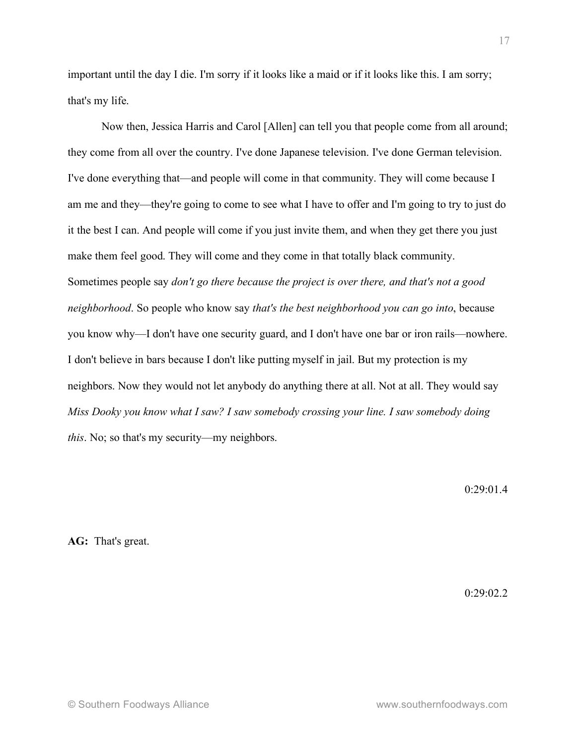important until the day I die. I'm sorry if it looks like a maid or if it looks like this. I am sorry; that's my life.

Now then, Jessica Harris and Carol [Allen] can tell you that people come from all around; they come from all over the country. I've done Japanese television. I've done German television. I've done everything that—and people will come in that community. They will come because I am me and they—they're going to come to see what I have to offer and I'm going to try to just do it the best I can. And people will come if you just invite them, and when they get there you just make them feel good. They will come and they come in that totally black community. Sometimes people say *don't go there because the project is over there, and that's not a good neighborhood*. So people who know say *that's the best neighborhood you can go into*, because you know why—I don't have one security guard, and I don't have one bar or iron rails—nowhere. I don't believe in bars because I don't like putting myself in jail. But my protection is my neighbors. Now they would not let anybody do anything there at all. Not at all. They would say *Miss Dooky you know what I saw? I saw somebody crossing your line. I saw somebody doing this*. No; so that's my security—my neighbors.

0:29:01.4

**AG:** That's great.

0:29:02.2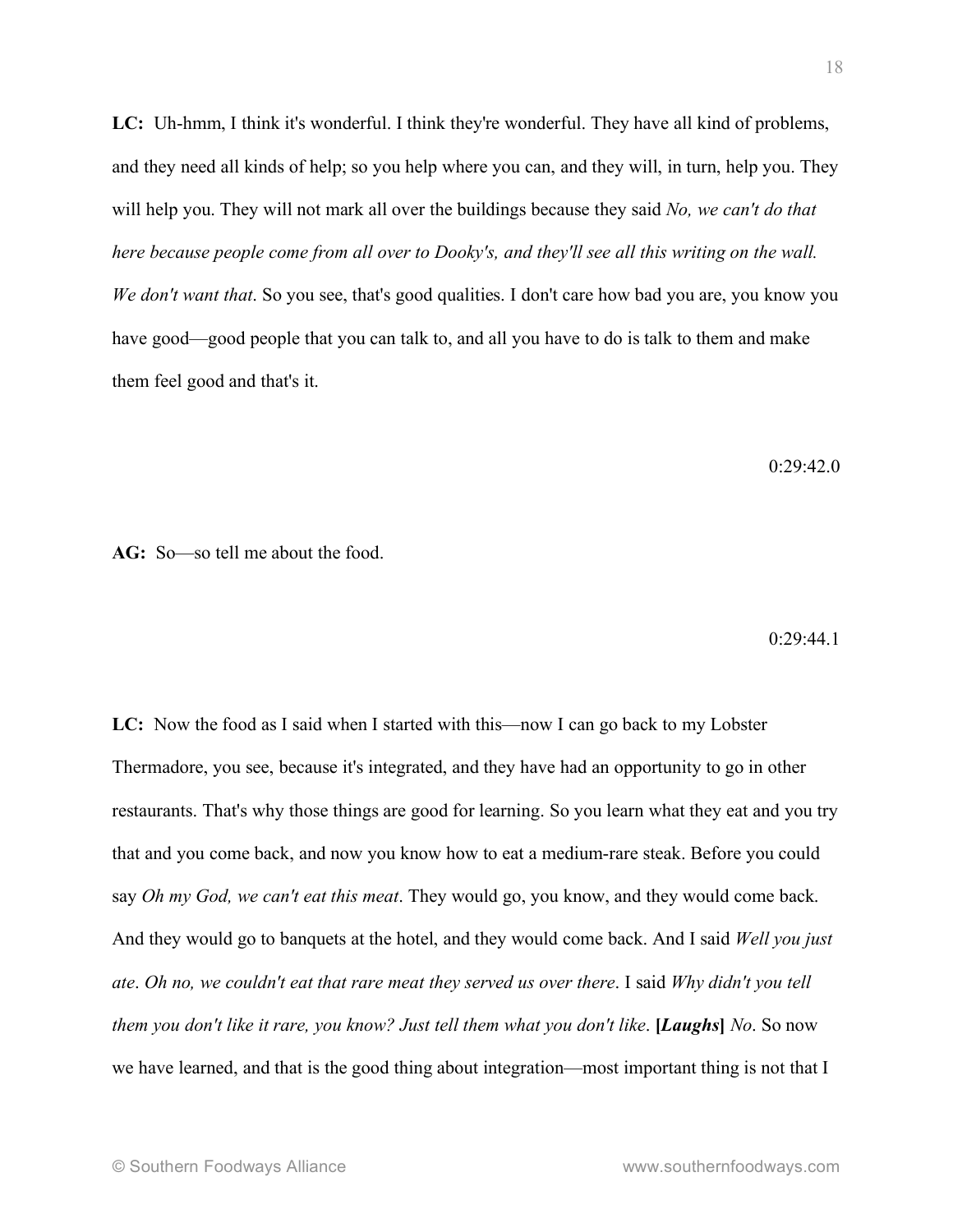**LC:** Uh-hmm, I think it's wonderful. I think they're wonderful. They have all kind of problems, and they need all kinds of help; so you help where you can, and they will, in turn, help you. They will help you. They will not mark all over the buildings because they said *No, we can't do that here because people come from all over to Dooky's, and they'll see all this writing on the wall. We don't want that*. So you see, that's good qualities. I don't care how bad you are, you know you have good—good people that you can talk to, and all you have to do is talk to them and make them feel good and that's it.

0:29:42.0

**AG:** So—so tell me about the food.

0:29:44.1

**LC:** Now the food as I said when I started with this—now I can go back to my Lobster Thermadore, you see, because it's integrated, and they have had an opportunity to go in other restaurants. That's why those things are good for learning. So you learn what they eat and you try that and you come back, and now you know how to eat a medium-rare steak. Before you could say *Oh my God, we can't eat this meat*. They would go, you know, and they would come back. And they would go to banquets at the hotel, and they would come back. And I said *Well you just ate*. *Oh no, we couldn't eat that rare meat they served us over there*. I said *Why didn't you tell them you don't like it rare, you know? Just tell them what you don't like*. **[*Laughs*]** *No*. So now we have learned, and that is the good thing about integration—most important thing is not that I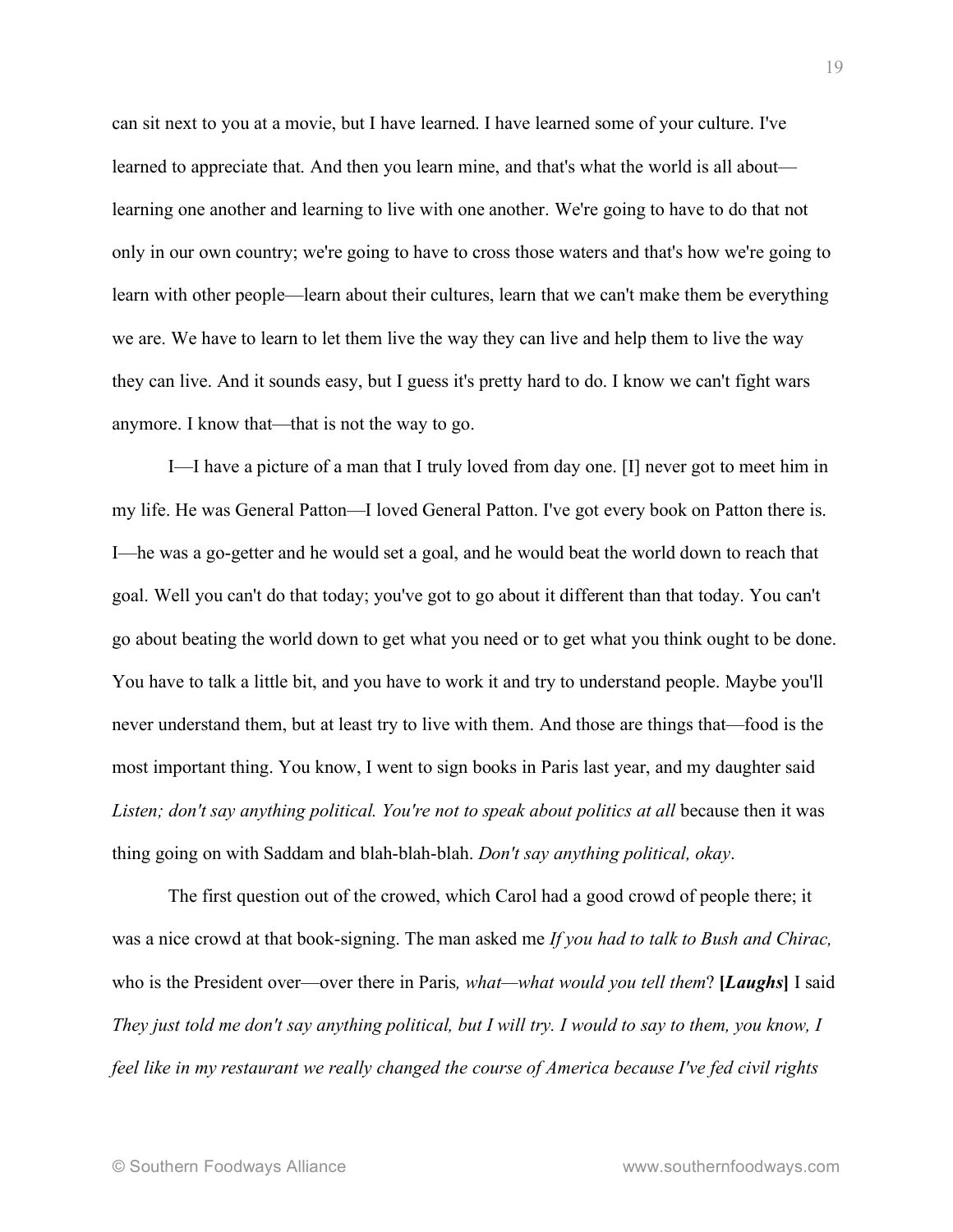can sit next to you at a movie, but I have learned. I have learned some of your culture. I've learned to appreciate that. And then you learn mine, and that's what the world is all about—learning one another and learning to live with one another. We're going to have to do that not only in our own country; we're going to have to cross those waters and that's how we're going to learn with other people—learn about their cultures, learn that we can't make them be everything we are. We have to learn to let them live the way they can live and help them to live the way they can live. And it sounds easy, but I guess it's pretty hard to do. I know we can't fight wars anymore. I know that—that is not the way to go.

I—I have a picture of a man that I truly loved from day one. [I] never got to meet him in my life. He was General Patton—I loved General Patton. I've got every book on Patton there is. I—he was a go-getter and he would set a goal, and he would beat the world down to reach that goal. Well you can't do that today; you've got to go about it different than that today. You can't go about beating the world down to get what you need or to get what you think ought to be done. You have to talk a little bit, and you have to work it and try to understand people. Maybe you'll never understand them, but at least try to live with them. And those are things that—food is the most important thing. You know, I went to sign books in Paris last year, and my daughter said *Listen; don't say anything political. You're not to speak about politics at all* because then it was thing going on with Saddam and blah-blah-blah. *Don't say anything political, okay*.

The first question out of the crowed, which Carol had a good crowd of people there; it was a nice crowd at that book-signing. The man asked me *If you had to talk to Bush and Chirac,* who is the President over—over there in Paris*, what—what would you tell them*? **[*Laughs*]** I said *They just told me don't say anything political, but I will try. I would to say to them, you know, I feel like in my restaurant we really changed the course of America because I've fed civil rights*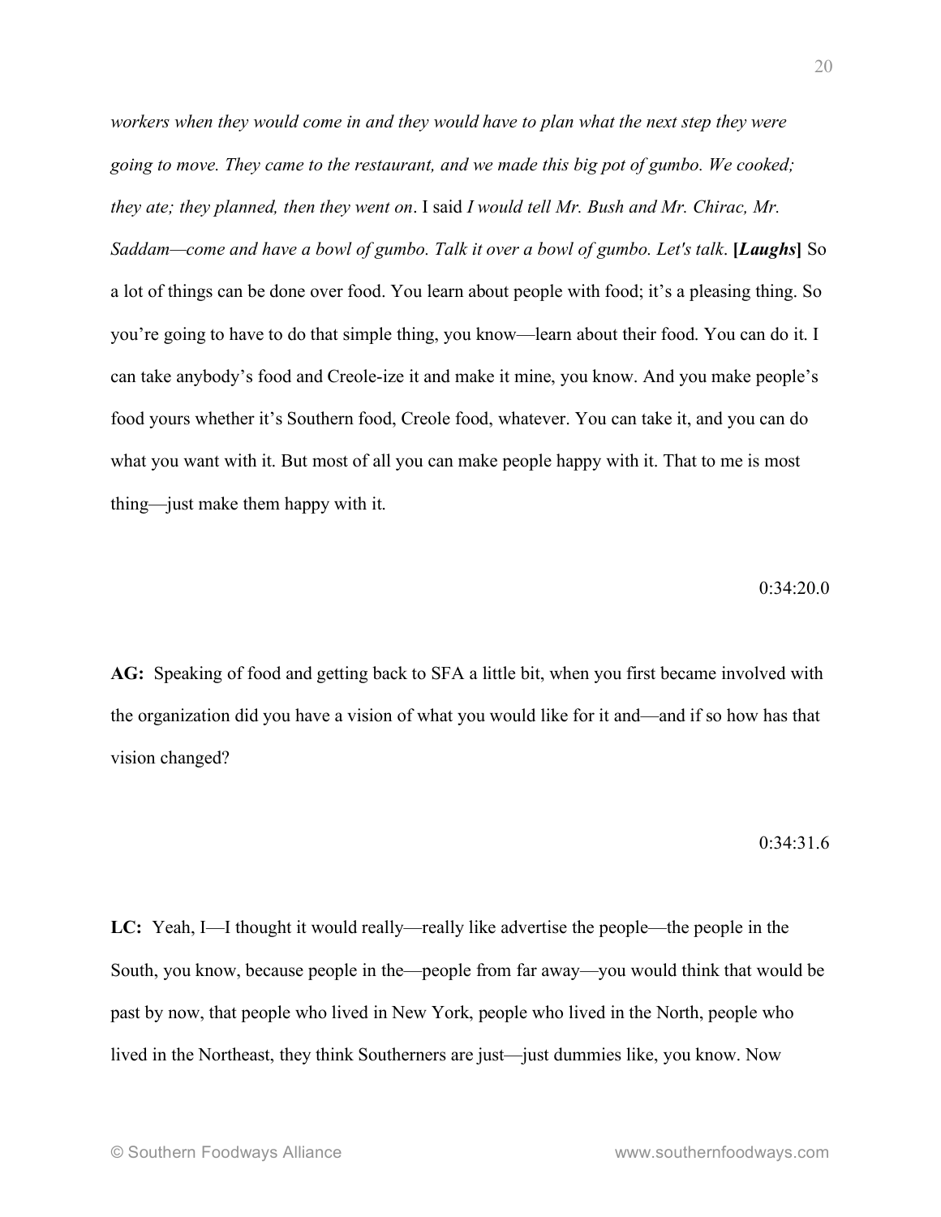*workers when they would come in and they would have to plan what the next step they were going to move. They came to the restaurant, and we made this big pot of gumbo. We cooked; they ate; they planned, then they went on*. I said *I would tell Mr. Bush and Mr. Chirac, Mr. Saddam—come and have a bowl of gumbo. Talk it over a bowl of gumbo. Let's talk*. **[*Laughs*]** So a lot of things can be done over food. You learn about people with food; it's a pleasing thing. So you're going to have to do that simple thing, you know—learn about their food. You can do it. I can take anybody's food and Creole-ize it and make it mine, you know. And you make people's food yours whether it's Southern food, Creole food, whatever. You can take it, and you can do what you want with it. But most of all you can make people happy with it. That to me is most thing—just make them happy with it.

0:34:20.0

**AG:** Speaking of food and getting back to SFA a little bit, when you first became involved with the organization did you have a vision of what you would like for it and—and if so how has that vision changed?

0:34:31.6

**LC:** Yeah, I—I thought it would really—really like advertise the people—the people in the South, you know, because people in the—people from far away—you would think that would be past by now, that people who lived in New York, people who lived in the North, people who lived in the Northeast, they think Southerners are just—just dummies like, you know. Now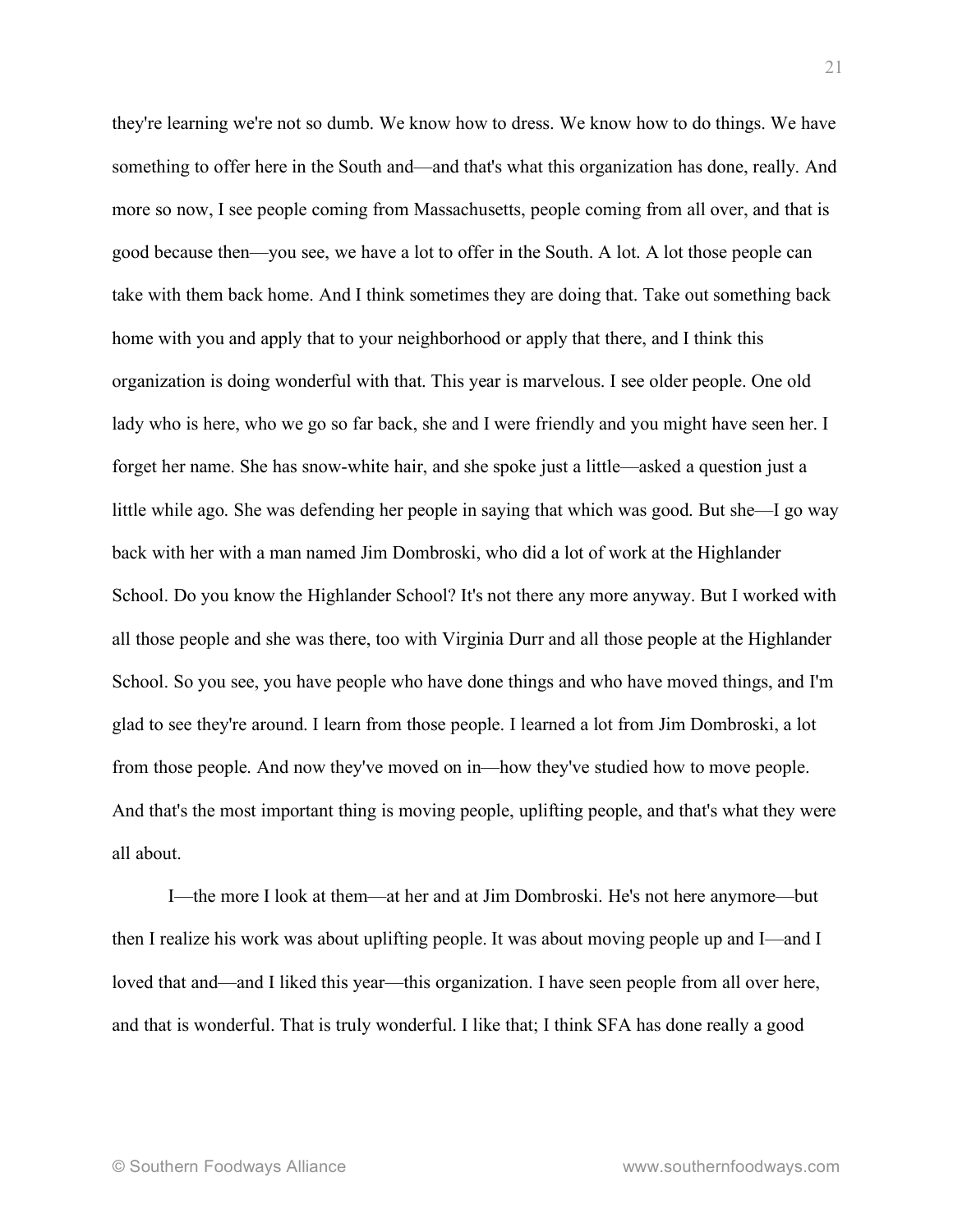they're learning we're not so dumb. We know how to dress. We know how to do things. We have something to offer here in the South and—and that's what this organization has done, really. And more so now, I see people coming from Massachusetts, people coming from all over, and that is good because then—you see, we have a lot to offer in the South. A lot. A lot those people can take with them back home. And I think sometimes they are doing that. Take out something back home with you and apply that to your neighborhood or apply that there, and I think this organization is doing wonderful with that. This year is marvelous. I see older people. One old lady who is here, who we go so far back, she and I were friendly and you might have seen her. I forget her name. She has snow-white hair, and she spoke just a little—asked a question just a little while ago. She was defending her people in saying that which was good. But she—I go way back with her with a man named Jim Dombroski, who did a lot of work at the Highlander School. Do you know the Highlander School? It's not there any more anyway. But I worked with all those people and she was there, too with Virginia Durr and all those people at the Highlander School. So you see, you have people who have done things and who have moved things, and I'm glad to see they're around. I learn from those people. I learned a lot from Jim Dombroski, a lot from those people. And now they've moved on in—how they've studied how to move people. And that's the most important thing is moving people, uplifting people, and that's what they were all about.

I—the more I look at them—at her and at Jim Dombroski. He's not here anymore—but then I realize his work was about uplifting people. It was about moving people up and I—and I loved that and—and I liked this year—this organization. I have seen people from all over here, and that is wonderful. That is truly wonderful. I like that; I think SFA has done really a good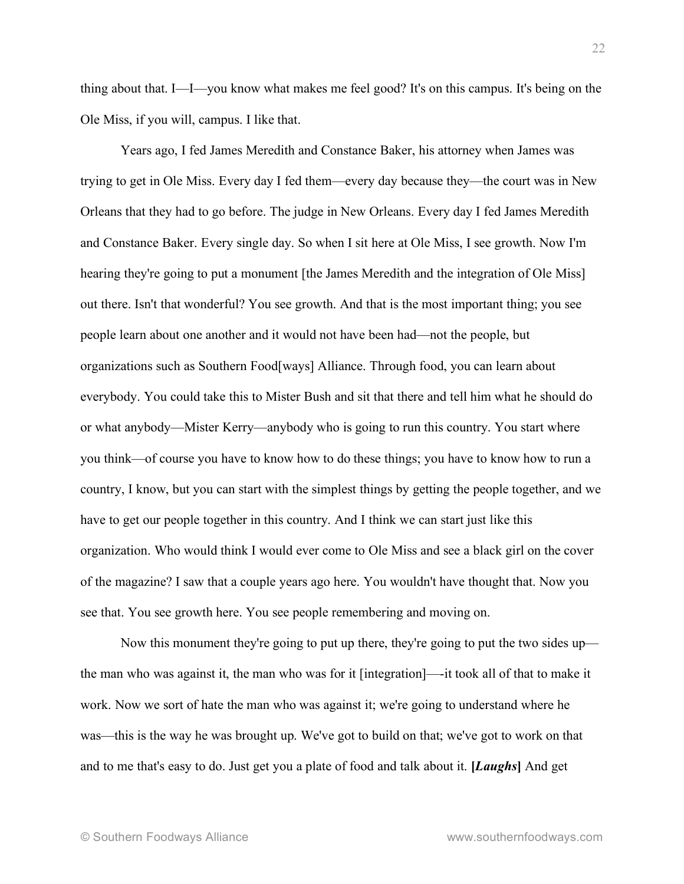thing about that. I—I—you know what makes me feel good? It's on this campus. It's being on the Ole Miss, if you will, campus. I like that.

Years ago, I fed James Meredith and Constance Baker, his attorney when James was trying to get in Ole Miss. Every day I fed them—every day because they—the court was in New Orleans that they had to go before. The judge in New Orleans. Every day I fed James Meredith and Constance Baker. Every single day. So when I sit here at Ole Miss, I see growth. Now I'm hearing they're going to put a monument [the James Meredith and the integration of Ole Miss] out there. Isn't that wonderful? You see growth. And that is the most important thing; you see people learn about one another and it would not have been had—not the people, but organizations such as Southern Food[ways] Alliance. Through food, you can learn about everybody. You could take this to Mister Bush and sit that there and tell him what he should do or what anybody—Mister Kerry—anybody who is going to run this country. You start where you think—of course you have to know how to do these things; you have to know how to run a country, I know, but you can start with the simplest things by getting the people together, and we have to get our people together in this country. And I think we can start just like this organization. Who would think I would ever come to Ole Miss and see a black girl on the cover of the magazine? I saw that a couple years ago here. You wouldn't have thought that. Now you see that. You see growth here. You see people remembering and moving on.

Now this monument they're going to put up there, they're going to put the two sides up—the man who was against it, the man who was for it [integration]—-it took all of that to make it work. Now we sort of hate the man who was against it; we're going to understand where he was—this is the way he was brought up. We've got to build on that; we've got to work on that and to me that's easy to do. Just get you a plate of food and talk about it. **[*Laughs*]** And get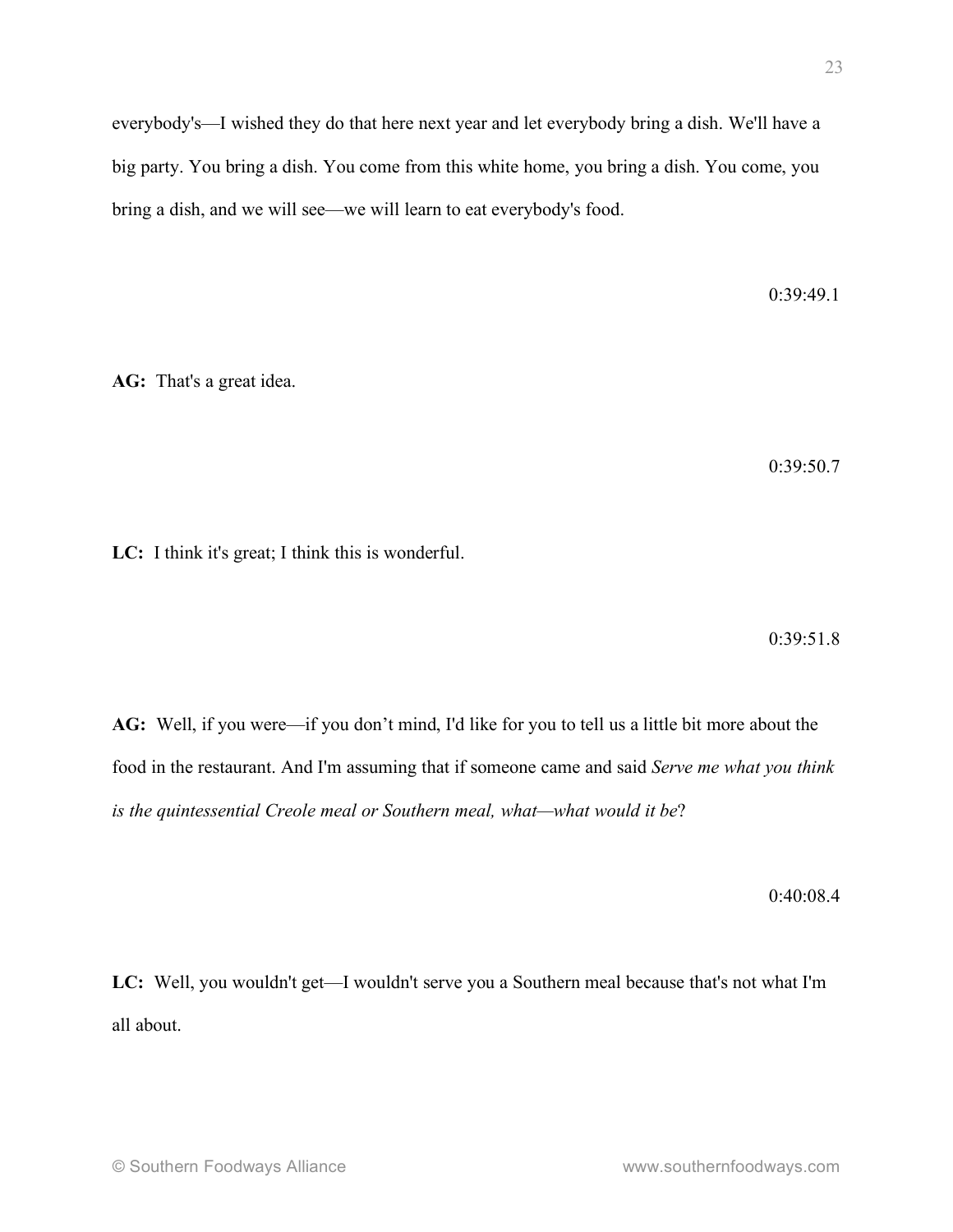everybody's—I wished they do that here next year and let everybody bring a dish. We'll have a big party. You bring a dish. You come from this white home, you bring a dish. You come, you bring a dish, and we will see—we will learn to eat everybody's food.

0:39:49.1

**AG:** That's a great idea.

0:39:50.7

**LC:** I think it's great; I think this is wonderful.

0:39:51.8

**AG:** Well, if you were—if you don't mind, I'd like for you to tell us a little bit more about the food in the restaurant. And I'm assuming that if someone came and said *Serve me what you think is the quintessential Creole meal or Southern meal, what—what would it be*?

0:40:08.4

**LC:** Well, you wouldn't get—I wouldn't serve you a Southern meal because that's not what I'm all about.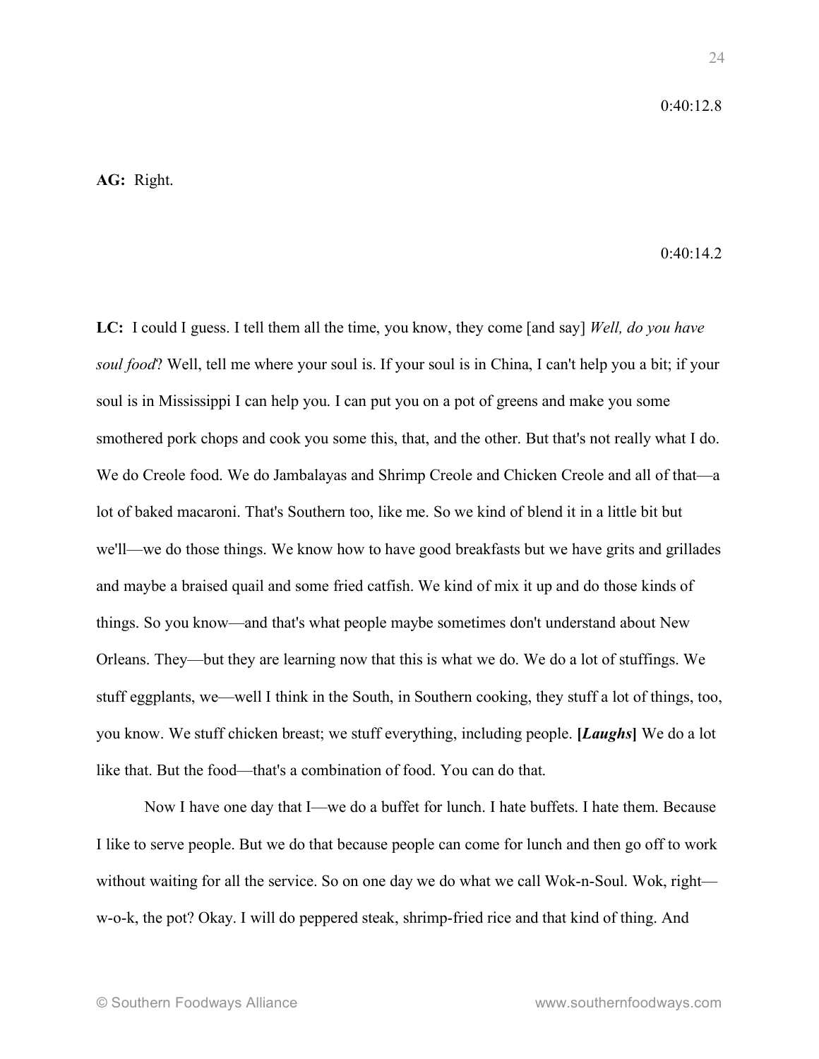0:40:12.8

**AG:** Right.

0:40:14.2

**LC:** I could I guess. I tell them all the time, you know, they come [and say] *Well, do you have soul food*? Well, tell me where your soul is. If your soul is in China, I can't help you a bit; if your soul is in Mississippi I can help you. I can put you on a pot of greens and make you some smothered pork chops and cook you some this, that, and the other. But that's not really what I do. We do Creole food. We do Jambalayas and Shrimp Creole and Chicken Creole and all of that—a lot of baked macaroni. That's Southern too, like me. So we kind of blend it in a little bit but we'll—we do those things. We know how to have good breakfasts but we have grits and grillades and maybe a braised quail and some fried catfish. We kind of mix it up and do those kinds of things. So you know—and that's what people maybe sometimes don't understand about New Orleans. They—but they are learning now that this is what we do. We do a lot of stuffings. We stuff eggplants, we—well I think in the South, in Southern cooking, they stuff a lot of things, too, you know. We stuff chicken breast; we stuff everything, including people. **[*Laughs*]** We do a lot like that. But the food—that's a combination of food. You can do that.

Now I have one day that I—we do a buffet for lunch. I hate buffets. I hate them. Because I like to serve people. But we do that because people can come for lunch and then go off to work without waiting for all the service. So on one day we do what we call Wok-n-Soul. Wok, right—w-o-k, the pot? Okay. I will do peppered steak, shrimp-fried rice and that kind of thing. And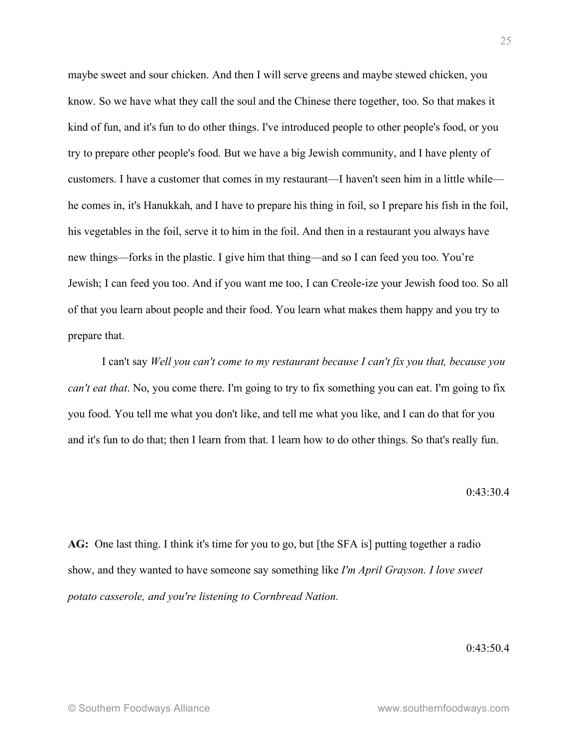maybe sweet and sour chicken. And then I will serve greens and maybe stewed chicken, you know. So we have what they call the soul and the Chinese there together, too. So that makes it kind of fun, and it's fun to do other things. I've introduced people to other people's food, or you try to prepare other people's food. But we have a big Jewish community, and I have plenty of customers. I have a customer that comes in my restaurant—I haven't seen him in a little while—he comes in, it's Hanukkah, and I have to prepare his thing in foil, so I prepare his fish in the foil, his vegetables in the foil, serve it to him in the foil. And then in a restaurant you always have new things—forks in the plastic. I give him that thing—and so I can feed you too. You're Jewish; I can feed you too. And if you want me too, I can Creole-ize your Jewish food too. So all of that you learn about people and their food. You learn what makes them happy and you try to prepare that.

I can't say *Well you can't come to my restaurant because I can't fix you that, because you can't eat that*. No, you come there. I'm going to try to fix something you can eat. I'm going to fix you food. You tell me what you don't like, and tell me what you like, and I can do that for you and it's fun to do that; then I learn from that. I learn how to do other things. So that's really fun.

0:43:30.4

**AG:** One last thing. I think it's time for you to go, but [the SFA is] putting together a radio show, and they wanted to have someone say something like *I'm April Grayson. I love sweet potato casserole, and you're listening to Cornbread Nation.*

0:43:50.4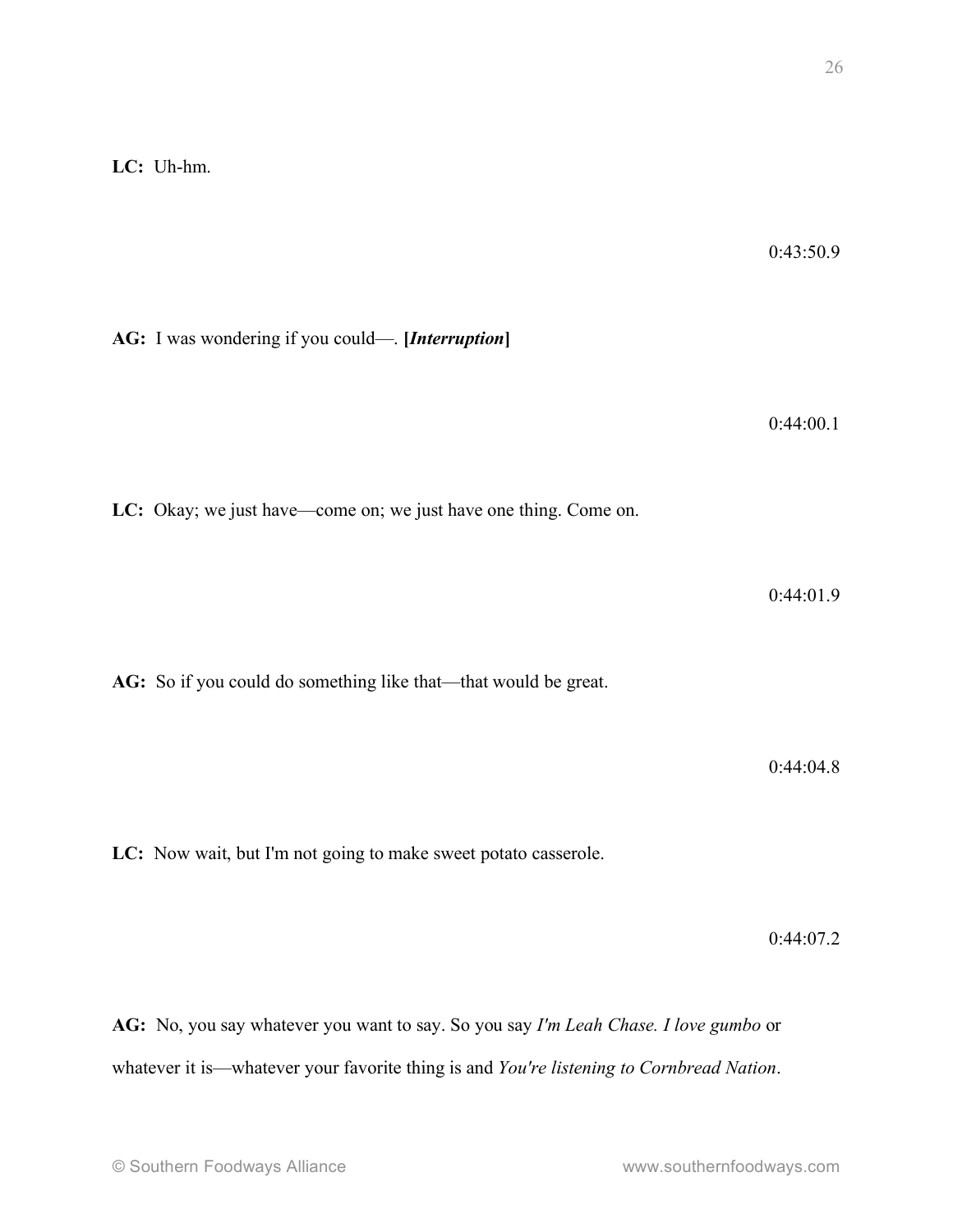**LC:** Uh-hm.

0:43:50.9

**AG:** I was wondering if you could—. **[*Interruption*]**

0:44:00.1

**LC:** Okay; we just have—come on; we just have one thing. Come on.

0:44:01.9

**AG:** So if you could do something like that—that would be great.

0:44:04.8

**LC:** Now wait, but I'm not going to make sweet potato casserole.

0:44:07.2

**AG:** No, you say whatever you want to say. So you say *I'm Leah Chase. I love gumbo* or whatever it is—whatever your favorite thing is and *You're listening to Cornbread Nation*.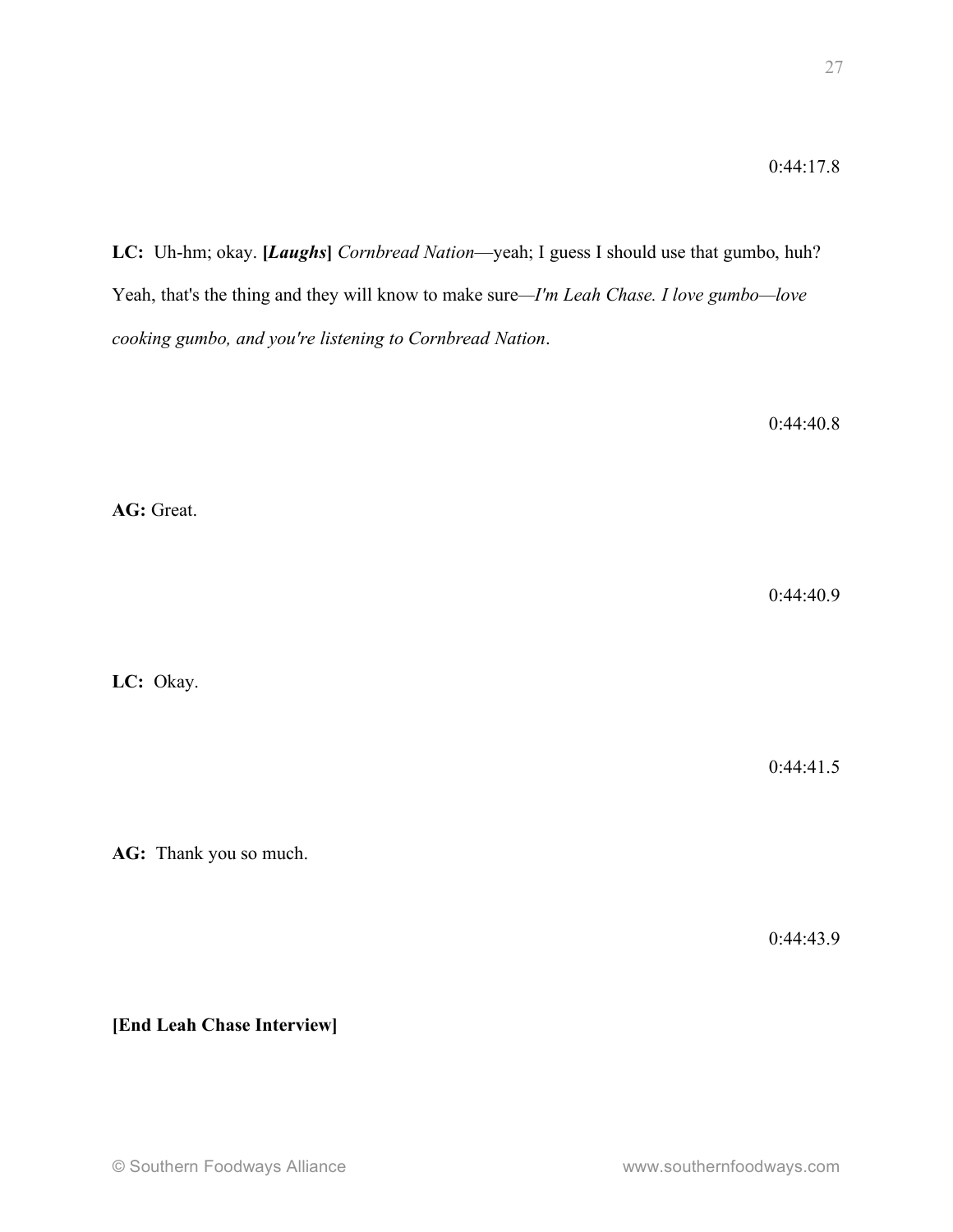0:44:17.8

**LC:** Uh-hm; okay. **[*Laughs*]** *Cornbread Nation*—yeah; I guess I should use that gumbo, huh? Yeah, that's the thing and they will know to make sure—*I'm Leah Chase. I love gumbo—love cooking gumbo, and you're listening to Cornbread Nation*.

0:44:40.8

**AG:** Great.

0:44:40.9

**LC:** Okay.

0:44:41.5

**AG:** Thank you so much.

0:44:43.9

**[End Leah Chase Interview]**